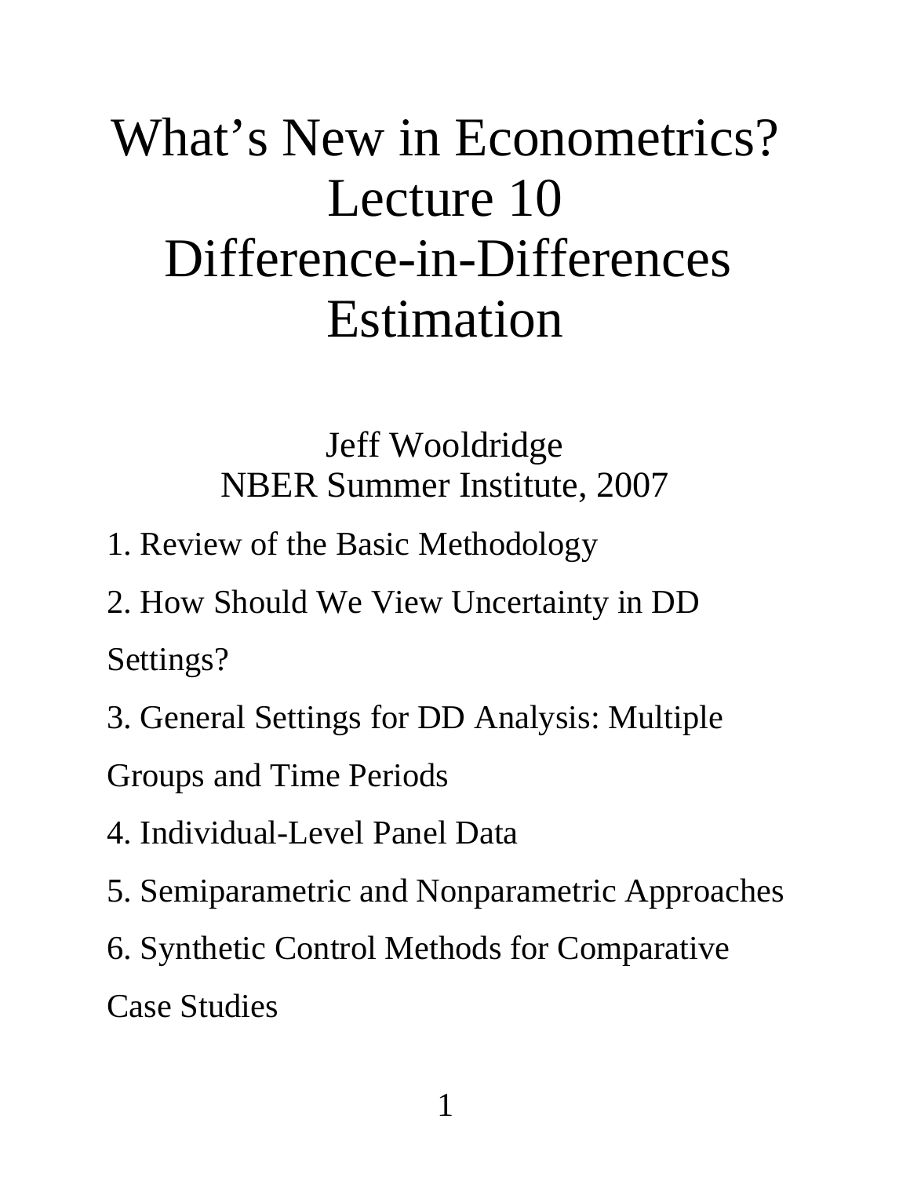# What's New in Econometrics? Lecture 10 Difference-in-Differences Estimation

Jeff Wooldridge
NBER Summer Institute, 2007

1. Review of the Basic Methodology
2. How Should We View Uncertainty in DD Settings?
3. General Settings for DD Analysis: Multiple Groups and Time Periods
4. Individual-Level Panel Data
5. Semiparametric and Nonparametric Approaches
6. Synthetic Control Methods for Comparative Case Studies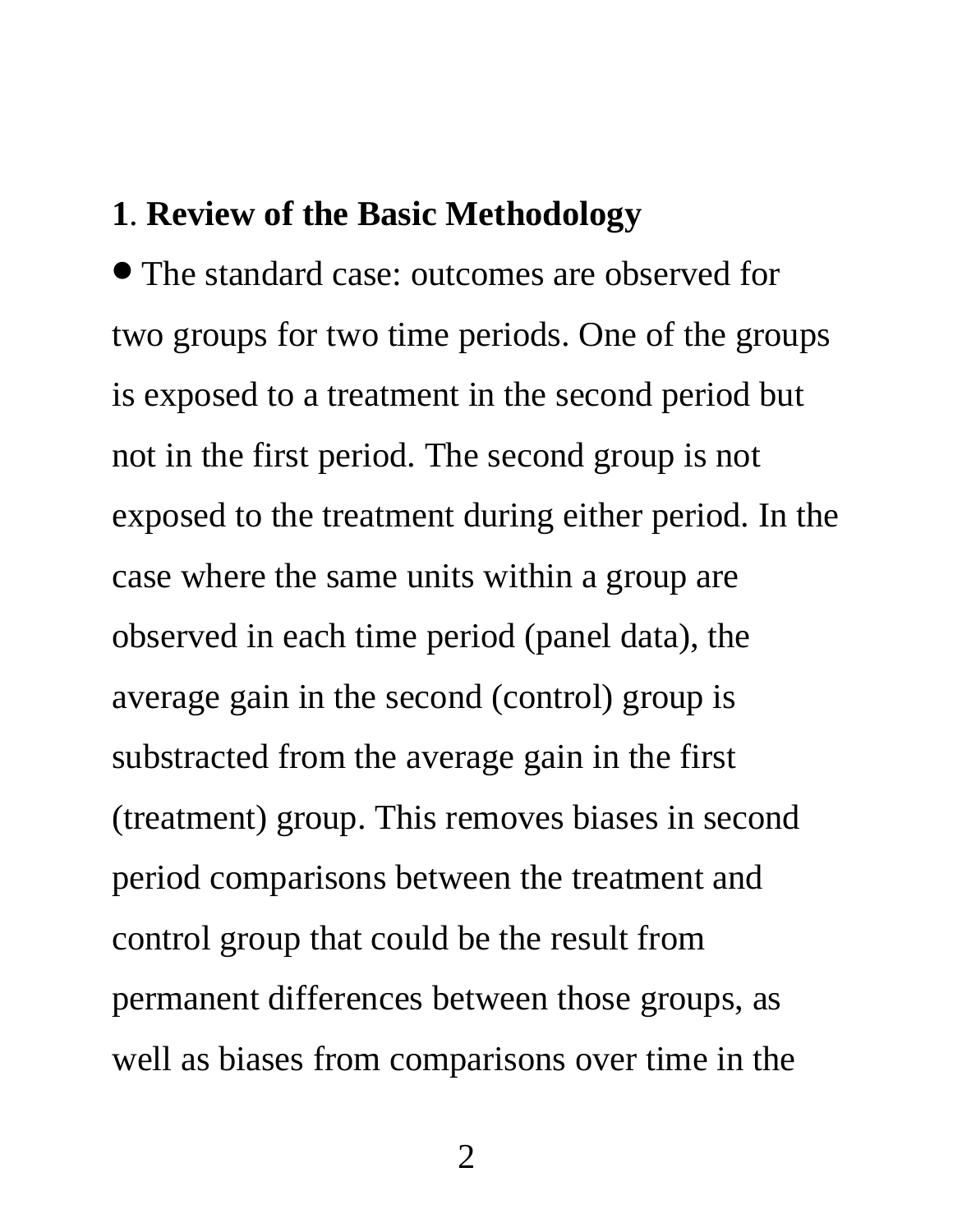**1**. **Review of the Basic Methodology**

- The standard case: outcomes are observed for two groups for two time periods. One of the groups is exposed to a treatment in the second period but not in the first period. The second group is not exposed to the treatment during either period. In the case where the same units within a group are observed in each time period (panel data), the average gain in the second (control) group is substracted from the average gain in the first (treatment) group. This removes biases in second period comparisons between the treatment and control group that could be the result from permanent differences between those groups, as well as biases from comparisons over time in the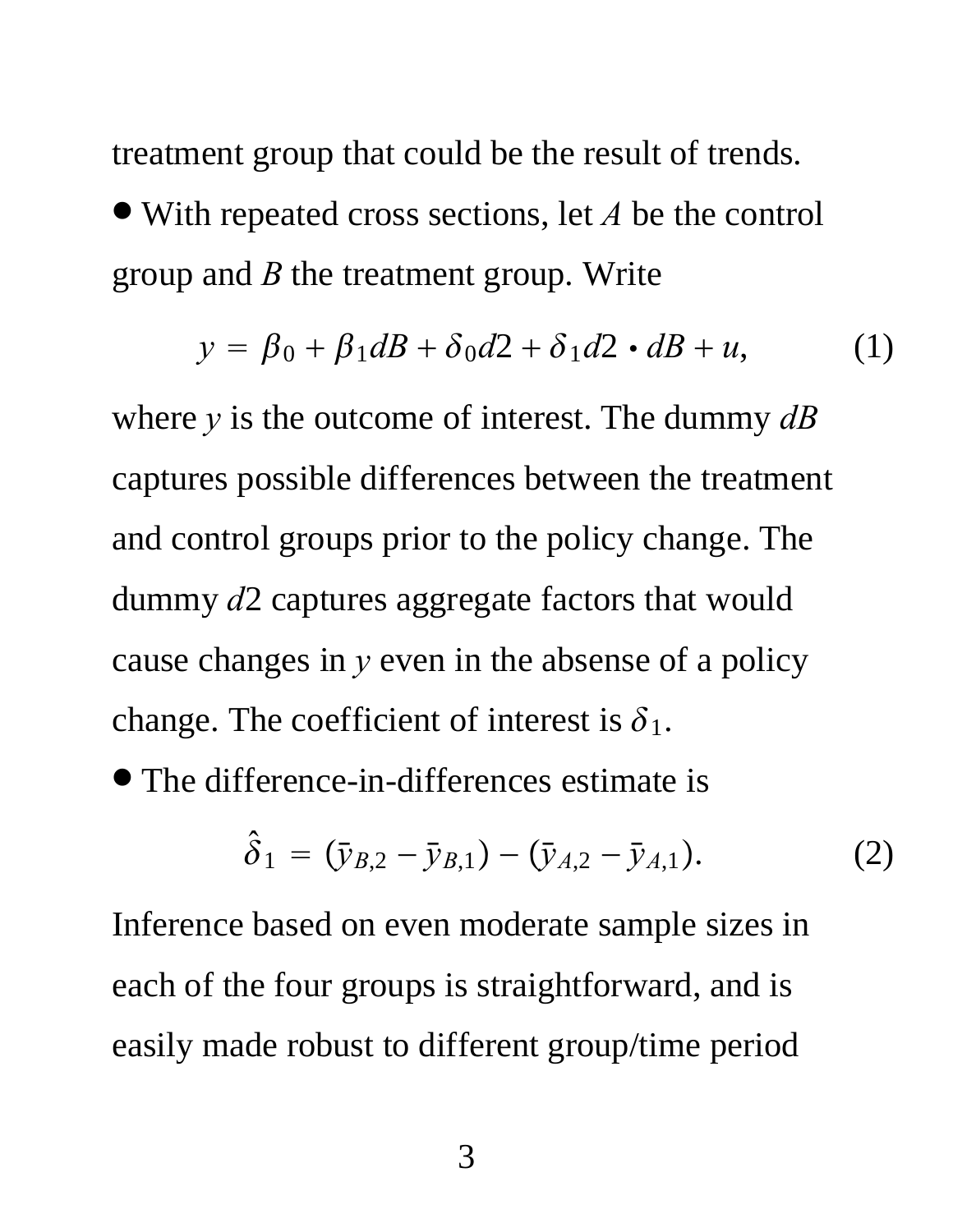treatment group that could be the result of trends.

- With repeated cross sections, let $A$ be the control group and $B$ the treatment group. Write

$$y = \beta_0 + \beta_1 dB + \delta_0 d2 + \delta_1 d2 \cdot dB + u, \tag{1}$$

where $y$ is the outcome of interest. The dummy $dB$ captures possible differences between the treatment and control groups prior to the policy change. The dummy $d2$ captures aggregate factors that would cause changes in $y$ even in the absense of a policy change. The coefficient of interest is $\delta_1$.

- The difference-in-differences estimate is

$$\hat{\delta}_1 = (\bar{y}_{B,2} - \bar{y}_{B,1}) - (\bar{y}_{A,2} - \bar{y}_{A,1}). \tag{2}$$

Inference based on even moderate sample sizes in each of the four groups is straightforward, and is easily made robust to different group/time period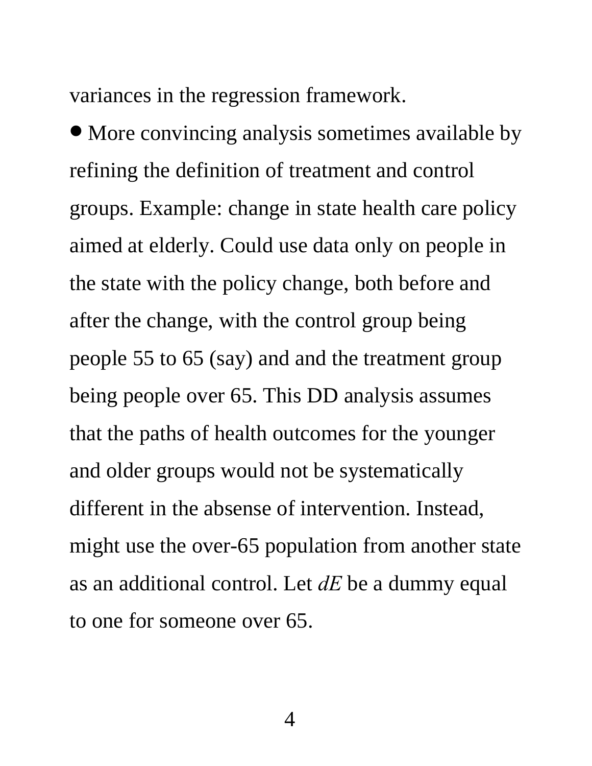variances in the regression framework.

- More convincing analysis sometimes available by refining the definition of treatment and control groups. Example: change in state health care policy aimed at elderly. Could use data only on people in the state with the policy change, both before and after the change, with the control group being people 55 to 65 (say) and and the treatment group being people over 65. This DD analysis assumes that the paths of health outcomes for the younger and older groups would not be systematically different in the absense of intervention. Instead, might use the over-65 population from another state as an additional control. Let $dE$ be a dummy equal to one for someone over 65.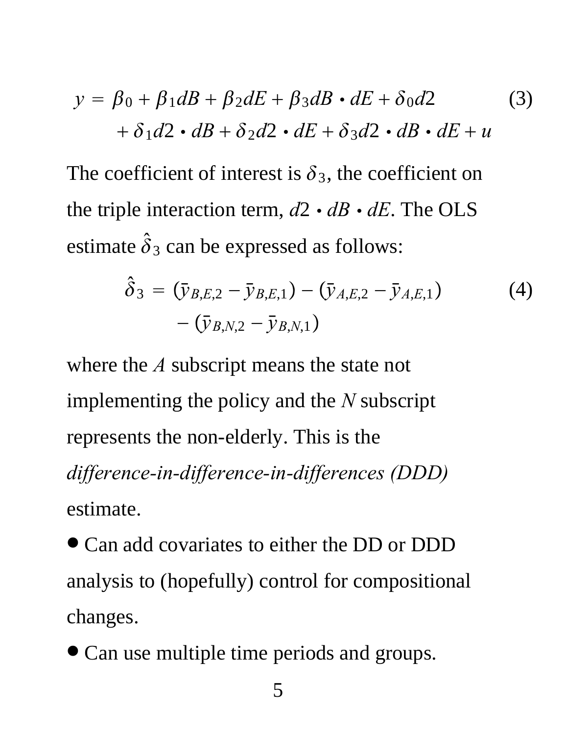$$
\begin{aligned}
y = \; & \beta_0 + \beta_1 dB + \beta_2 dE + \beta_3 dB \cdot dE + \delta_0 d2 \\
& + \delta_1 d2 \cdot dB + \delta_2 d2 \cdot dE + \delta_3 d2 \cdot dB \cdot dE + u
\end{aligned} \tag{3}
$$

The coefficient of interest is $\delta_3$, the coefficient on the triple interaction term, $d2 \cdot dB \cdot dE$. The OLS estimate $\hat{\delta}_3$ can be expressed as follows:

$$
\begin{aligned}
\hat{\delta}_3 = \; & (\bar{y}_{B,E,2} - \bar{y}_{B,E,1}) - (\bar{y}_{A,E,2} - \bar{y}_{A,E,1}) \\
& - (\bar{y}_{B,N,2} - \bar{y}_{B,N,1})
\end{aligned} \tag{4}
$$

where the $A$ subscript means the state not implementing the policy and the $N$ subscript represents the non-elderly. This is the *difference-in-difference-in-differences (DDD)* estimate.

- Can add covariates to either the DD or DDD analysis to (hopefully) control for compositional changes.
- Can use multiple time periods and groups.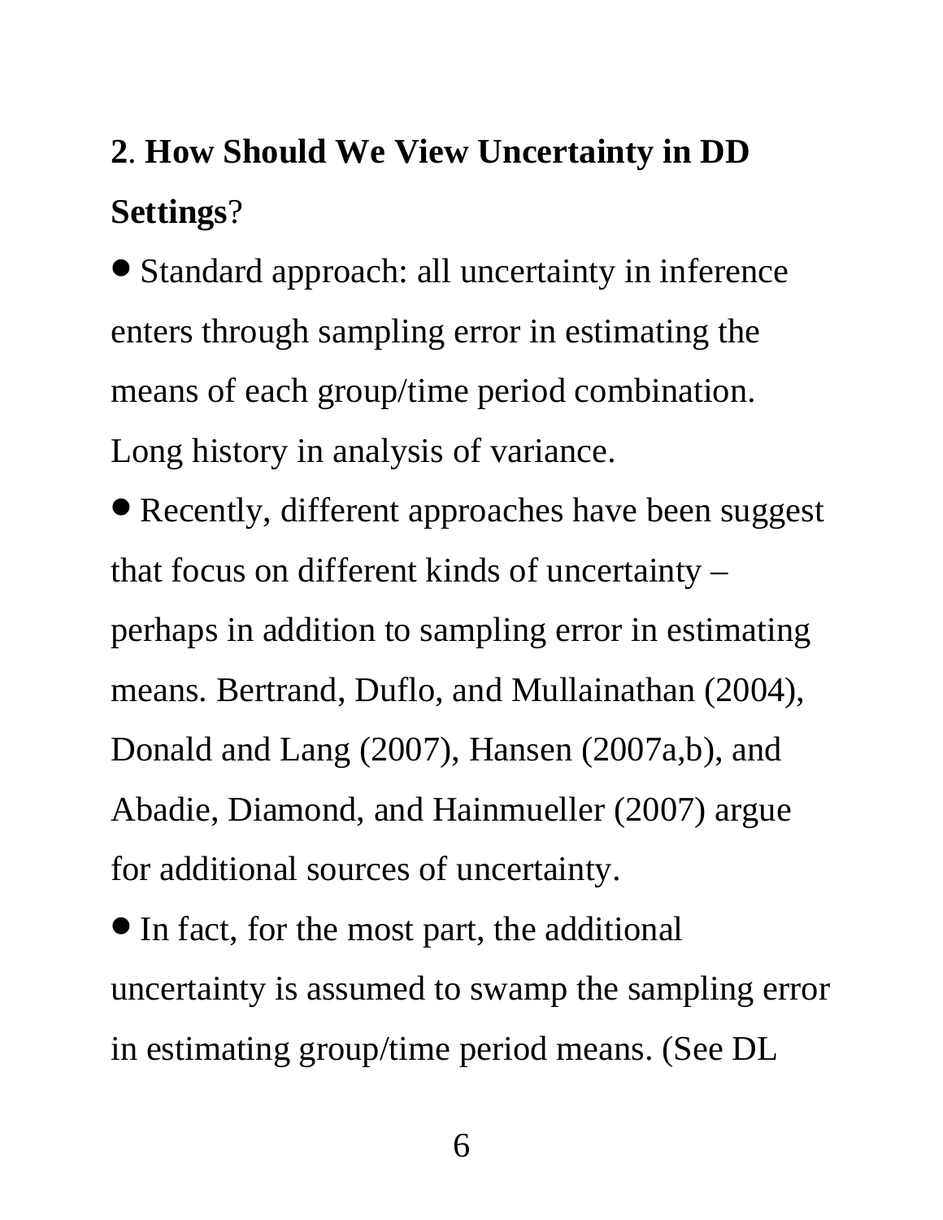## **2**. **How Should We View Uncertainty in DD Settings**?

- Standard approach: all uncertainty in inference enters through sampling error in estimating the means of each group/time period combination. Long history in analysis of variance.
- Recently, different approaches have been suggest that focus on different kinds of uncertainty – perhaps in addition to sampling error in estimating means. Bertrand, Duflo, and Mullainathan (2004), Donald and Lang (2007), Hansen (2007a,b), and Abadie, Diamond, and Hainmueller (2007) argue for additional sources of uncertainty.
- In fact, for the most part, the additional uncertainty is assumed to swamp the sampling error in estimating group/time period means. (See DL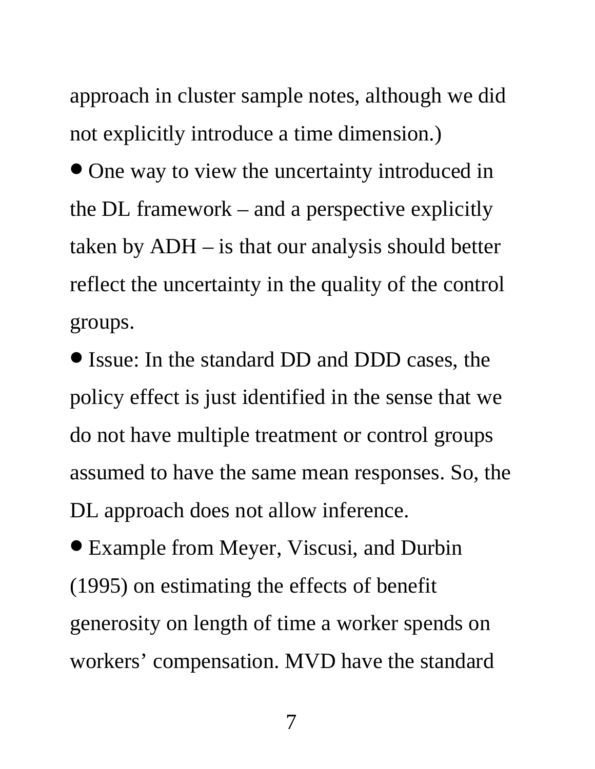approach in cluster sample notes, although we did not explicitly introduce a time dimension.)

- One way to view the uncertainty introduced in the DL framework – and a perspective explicitly taken by ADH – is that our analysis should better reflect the uncertainty in the quality of the control groups.
- Issue: In the standard DD and DDD cases, the policy effect is just identified in the sense that we do not have multiple treatment or control groups assumed to have the same mean responses. So, the DL approach does not allow inference.
- Example from Meyer, Viscusi, and Durbin (1995) on estimating the effects of benefit generosity on length of time a worker spends on workers' compensation. MVD have the standard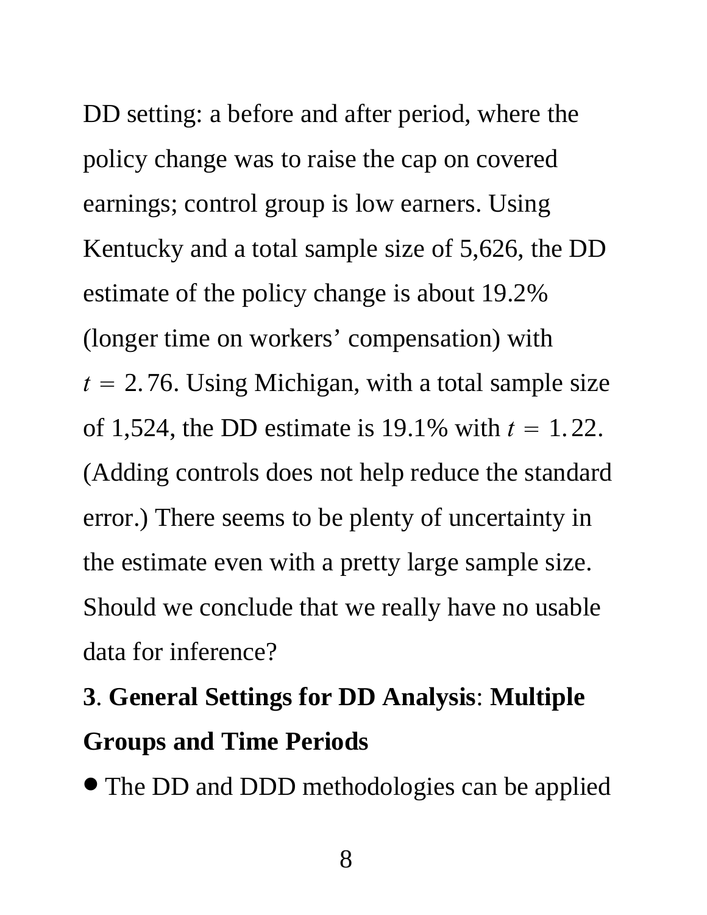DD setting: a before and after period, where the policy change was to raise the cap on covered earnings; control group is low earners. Using Kentucky and a total sample size of 5,626, the DD estimate of the policy change is about 19.2% (longer time on workers' compensation) with $t = 2.76$. Using Michigan, with a total sample size of 1,524, the DD estimate is 19.1% with $t = 1.22$. (Adding controls does not help reduce the standard error.) There seems to be plenty of uncertainty in the estimate even with a pretty large sample size. Should we conclude that we really have no usable data for inference?

## 3. General Settings for DD Analysis: Multiple Groups and Time Periods

- The DD and DDD methodologies can be applied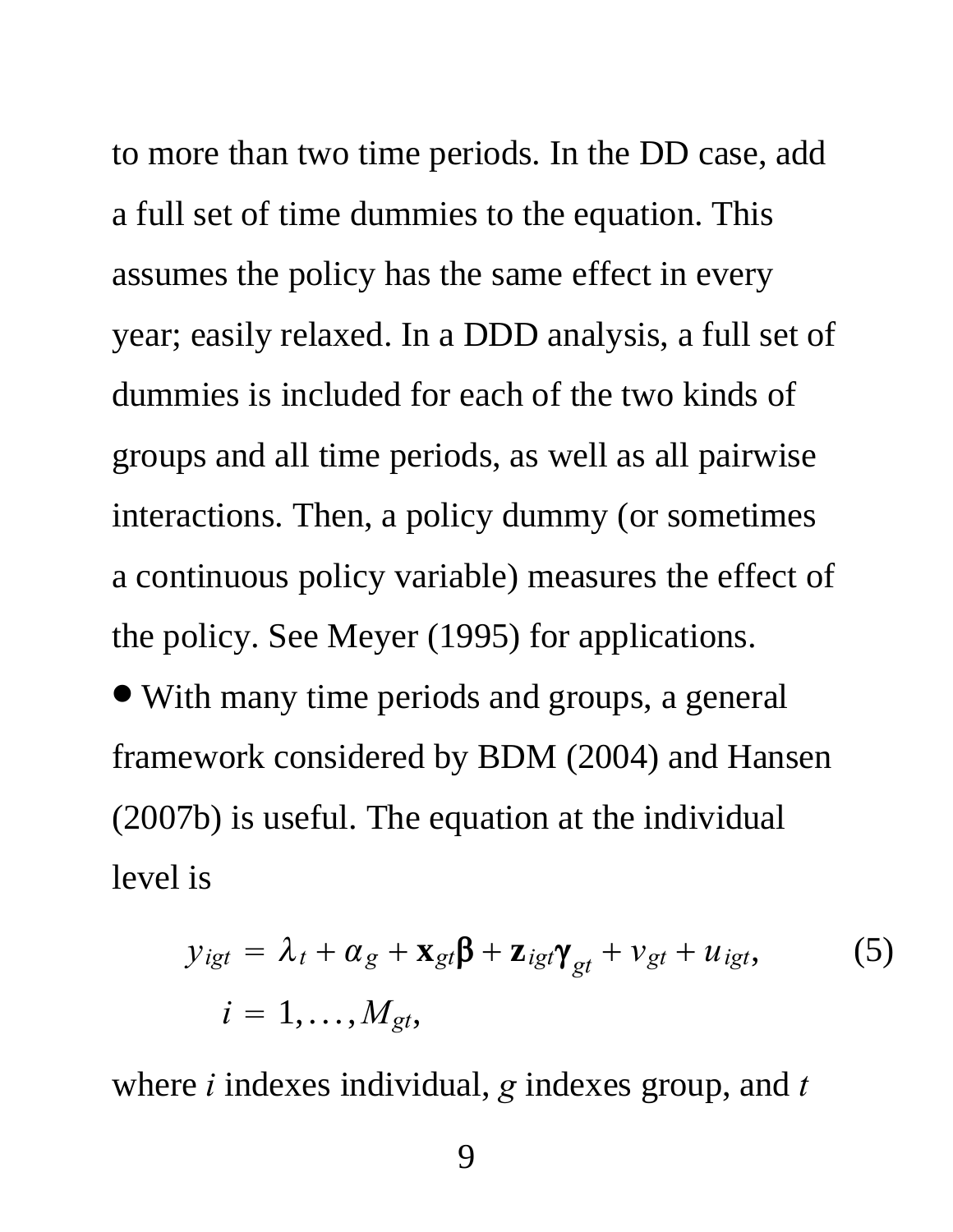to more than two time periods. In the DD case, add a full set of time dummies to the equation. This assumes the policy has the same effect in every year; easily relaxed. In a DDD analysis, a full set of dummies is included for each of the two kinds of groups and all time periods, as well as all pairwise interactions. Then, a policy dummy (or sometimes a continuous policy variable) measures the effect of the policy. See Meyer (1995) for applications.

- With many time periods and groups, a general framework considered by BDM (2004) and Hansen (2007b) is useful. The equation at the individual level is

$$
\begin{aligned}
y_{igt} &= \lambda_t + \alpha_g + \mathbf{x}_{gt}\boldsymbol{\beta} + \mathbf{z}_{igt}\boldsymbol{\gamma}_{gt} + v_{gt} + u_{igt}, \\
& \quad i = 1, \ldots, M_{gt},
\end{aligned}
\tag{5}
$$

where $i$ indexes individual, $g$ indexes group, and $t$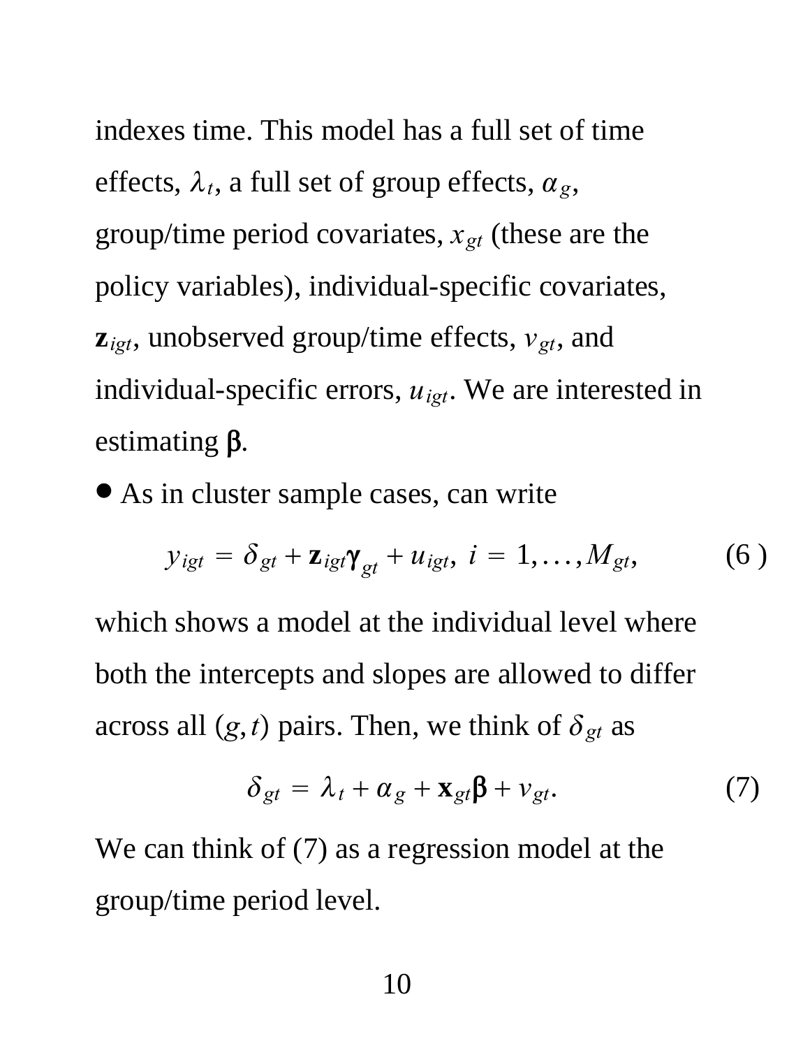indexes time. This model has a full set of time effects, $\lambda_t$, a full set of group effects, $\alpha_g$, group/time period covariates, $x_{gt}$ (these are the policy variables), individual-specific covariates, $\mathbf{z}_{igt}$, unobserved group/time effects, $v_{gt}$, and individual-specific errors, $u_{igt}$. We are interested in estimating $\boldsymbol{\beta}$.

- As in cluster sample cases, can write

$$y_{igt} = \delta_{gt} + \mathbf{z}_{igt}\boldsymbol{\gamma}_{gt} + u_{igt},\; i = 1,\ldots,M_{gt}, \tag{6}$$

which shows a model at the individual level where both the intercepts and slopes are allowed to differ across all $(g,t)$ pairs. Then, we think of $\delta_{gt}$ as

$$\delta_{gt} = \lambda_t + \alpha_g + \mathbf{x}_{gt}\boldsymbol{\beta} + v_{gt}. \tag{7}$$

We can think of (7) as a regression model at the group/time period level.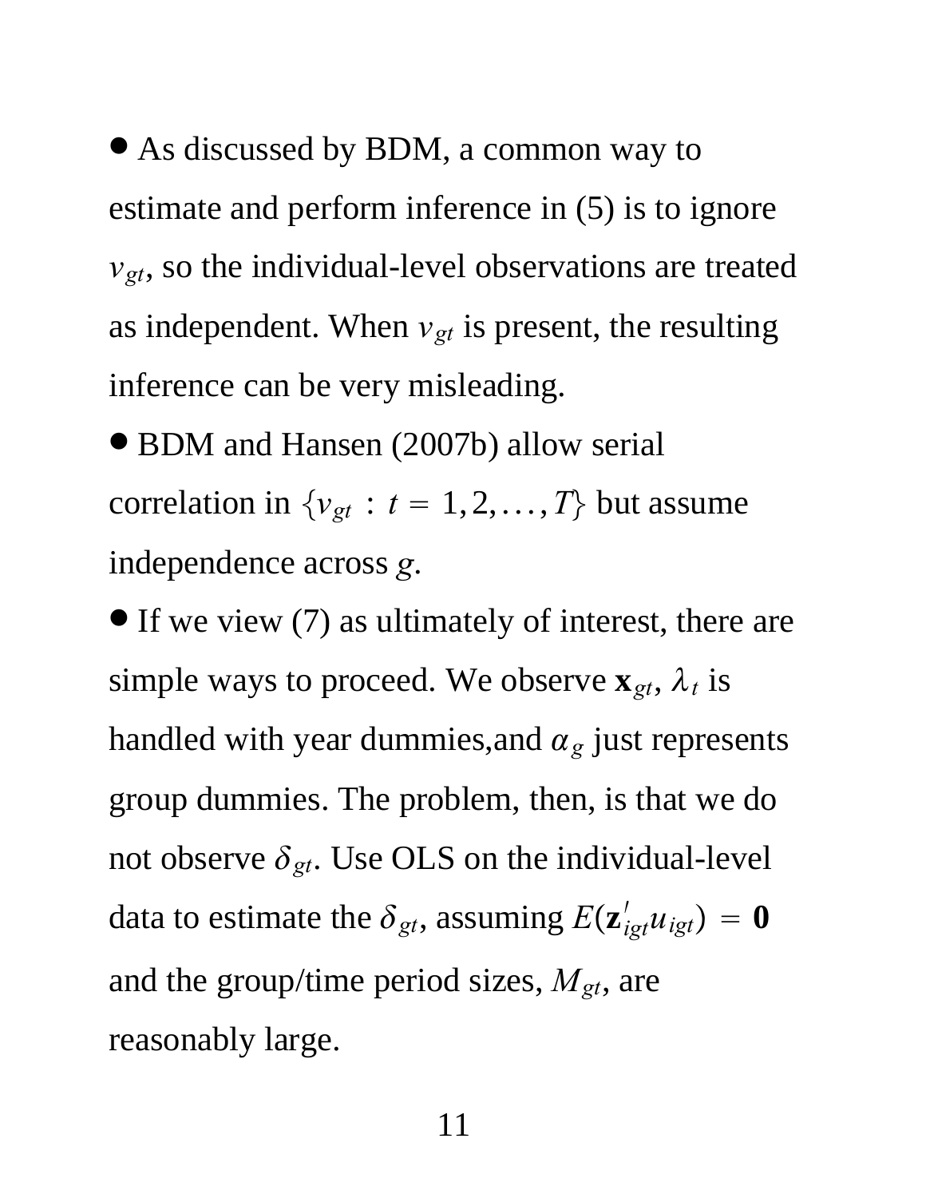- As discussed by BDM, a common way to estimate and perform inference in (5) is to ignore $v_{gt}$, so the individual-level observations are treated as independent. When $v_{gt}$ is present, the resulting inference can be very misleading.
- BDM and Hansen (2007b) allow serial correlation in $\{v_{gt} : t = 1, 2, \ldots, T\}$ but assume independence across $g$.
- If we view (7) as ultimately of interest, there are simple ways to proceed. We observe $\mathbf{x}_{gt}$, $\lambda_t$ is handled with year dummies,and $\alpha_g$ just represents group dummies. The problem, then, is that we do not observe $\delta_{gt}$. Use OLS on the individual-level data to estimate the $\delta_{gt}$, assuming $E(\mathbf{z}'_{igt}u_{igt}) = \mathbf{0}$ and the group/time period sizes, $M_{gt}$, are reasonably large.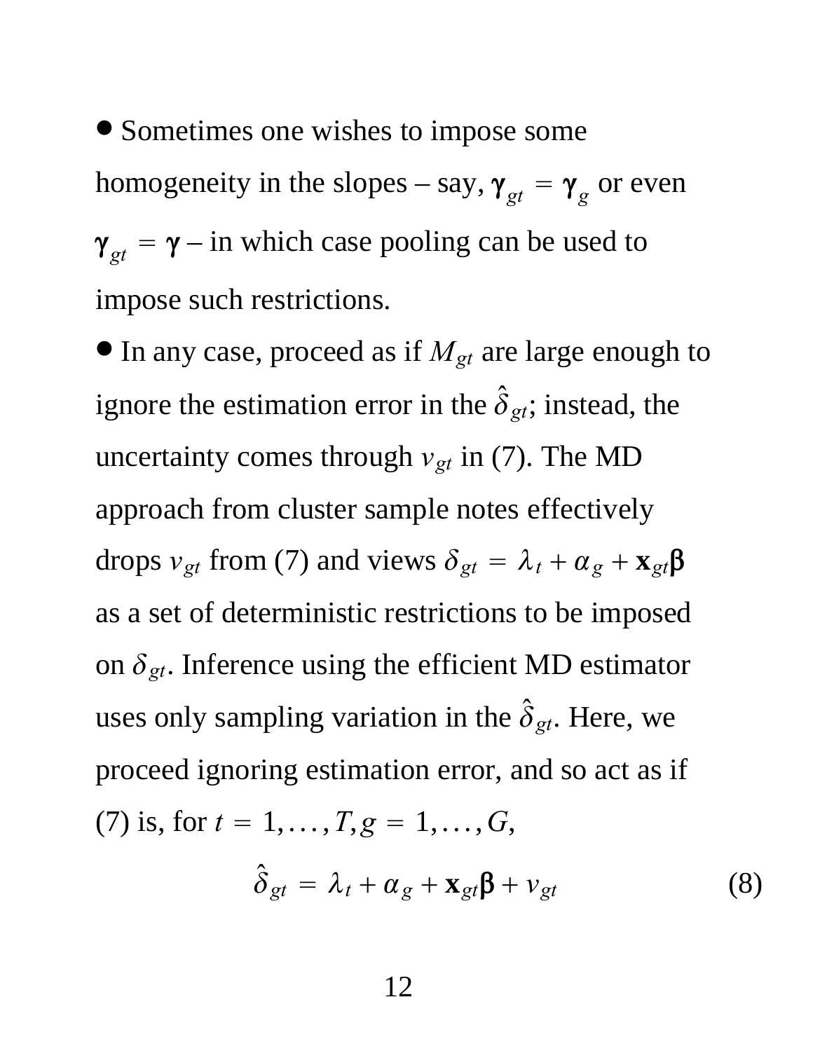- Sometimes one wishes to impose some homogeneity in the slopes – say, $\boldsymbol{\gamma}_{gt} = \boldsymbol{\gamma}_g$ or even $\boldsymbol{\gamma}_{gt} = \boldsymbol{\gamma}$ – in which case pooling can be used to impose such restrictions.
- In any case, proceed as if $M_{gt}$ are large enough to ignore the estimation error in the $\hat{\delta}_{gt}$; instead, the uncertainty comes through $v_{gt}$ in (7). The MD approach from cluster sample notes effectively drops $v_{gt}$ from (7) and views $\delta_{gt} = \lambda_t + \alpha_g + \mathbf{x}_{gt}\boldsymbol{\beta}$ as a set of deterministic restrictions to be imposed on $\delta_{gt}$. Inference using the efficient MD estimator uses only sampling variation in the $\hat{\delta}_{gt}$. Here, we proceed ignoring estimation error, and so act as if (7) is, for $t = 1, \ldots, T, g = 1, \ldots, G$,

$$\hat{\delta}_{gt} = \lambda_t + \alpha_g + \mathbf{x}_{gt}\boldsymbol{\beta} + v_{gt} \tag{8}$$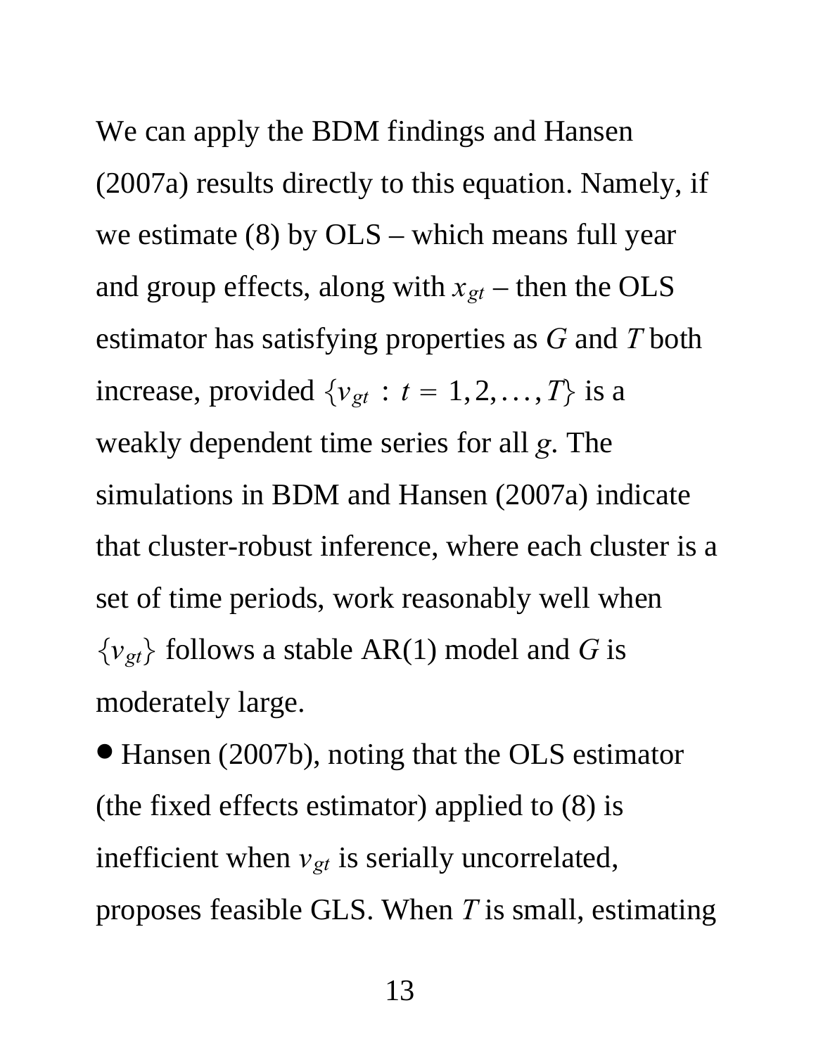We can apply the BDM findings and Hansen (2007a) results directly to this equation. Namely, if we estimate (8) by OLS – which means full year and group effects, along with $x_{gt}$ – then the OLS estimator has satisfying properties as $G$ and $T$ both increase, provided $\{v_{gt} : t = 1, 2, \ldots, T\}$ is a weakly dependent time series for all $g$. The simulations in BDM and Hansen (2007a) indicate that cluster-robust inference, where each cluster is a set of time periods, work reasonably well when $\{v_{gt}\}$ follows a stable AR(1) model and $G$ is moderately large.

- Hansen (2007b), noting that the OLS estimator (the fixed effects estimator) applied to (8) is inefficient when $v_{gt}$ is serially uncorrelated, proposes feasible GLS. When $T$ is small, estimating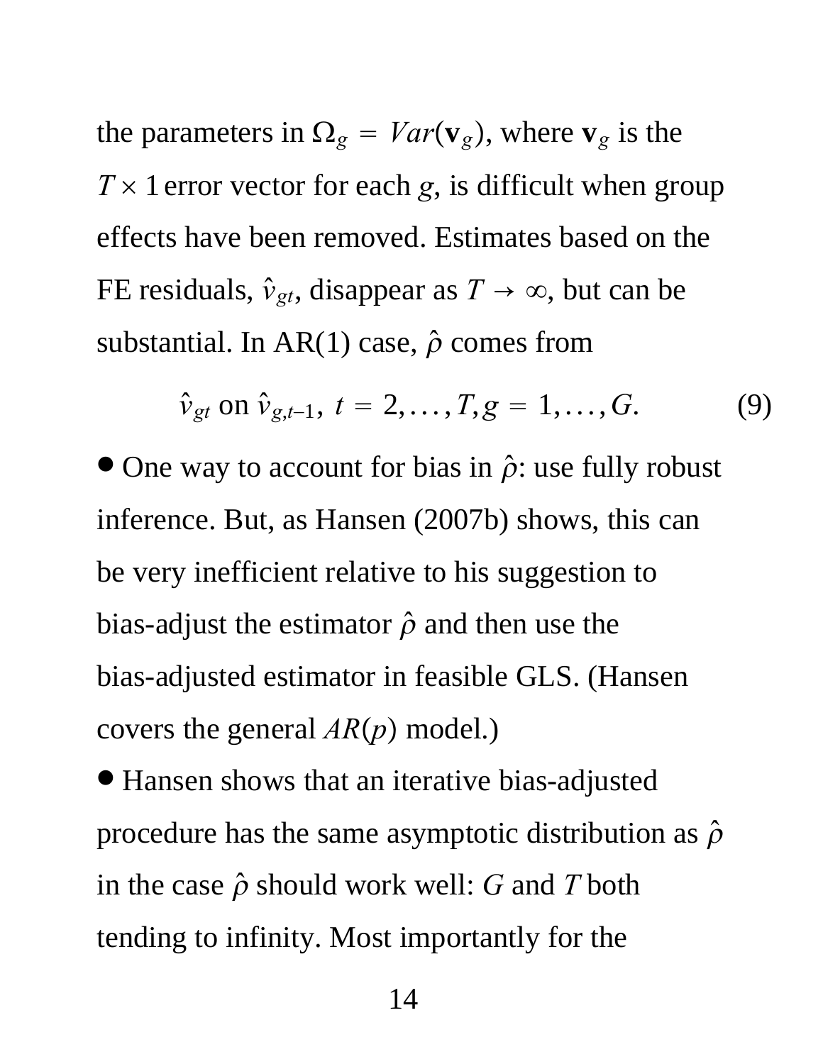the parameters in $\Omega_g = Var(\mathbf{v}_g)$, where $\mathbf{v}_g$ is the $T \times 1$ error vector for each $g$, is difficult when group effects have been removed. Estimates based on the FE residuals, $\hat{v}_{gt}$, disappear as $T \to \infty$, but can be substantial. In AR(1) case, $\hat{\rho}$ comes from

$$\hat{v}_{gt} \text{ on } \hat{v}_{g,t-1},\ t = 2,\ldots,T, g = 1,\ldots,G. \tag{9}$$

- One way to account for bias in $\hat{\rho}$: use fully robust inference. But, as Hansen (2007b) shows, this can be very inefficient relative to his suggestion to bias-adjust the estimator $\hat{\rho}$ and then use the bias-adjusted estimator in feasible GLS. (Hansen covers the general $AR(p)$ model.)
- Hansen shows that an iterative bias-adjusted procedure has the same asymptotic distribution as $\hat{\rho}$ in the case $\hat{\rho}$ should work well: $G$ and $T$ both tending to infinity. Most importantly for the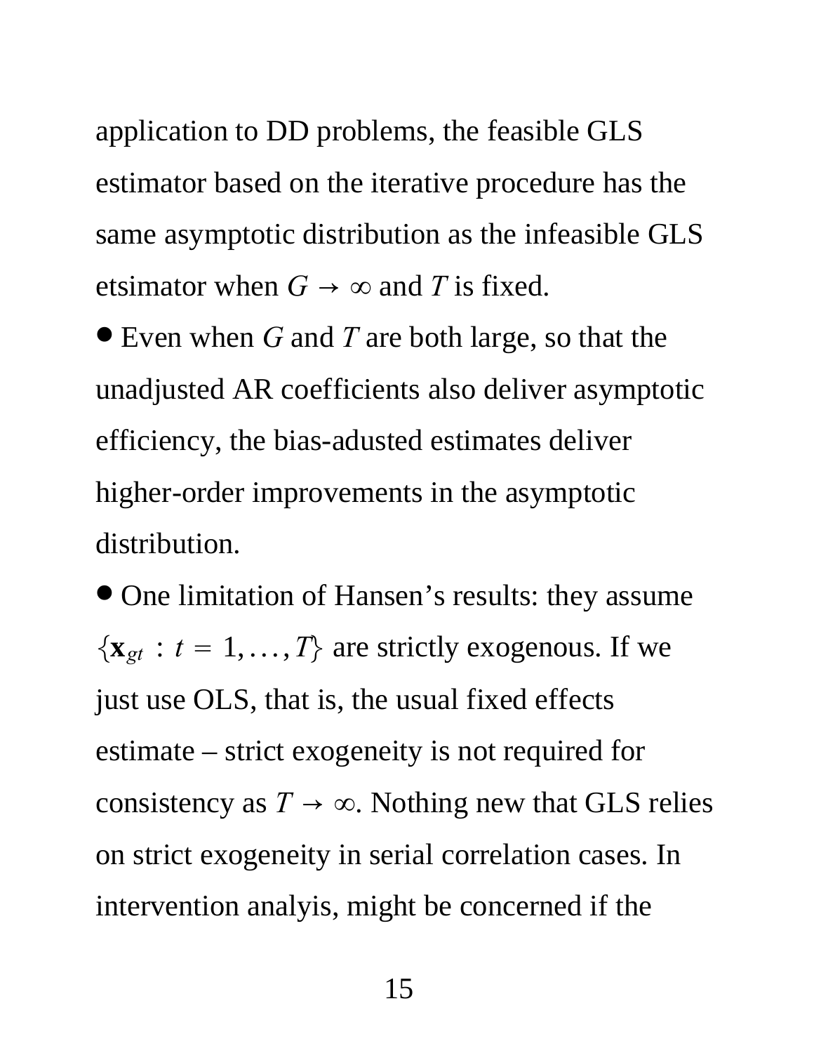application to DD problems, the feasible GLS estimator based on the iterative procedure has the same asymptotic distribution as the infeasible GLS etsimator when $G \to \infty$ and $T$ is fixed.

- Even when $G$ and $T$ are both large, so that the unadjusted AR coefficients also deliver asymptotic efficiency, the bias-adusted estimates deliver higher-order improvements in the asymptotic distribution.

- One limitation of Hansen's results: they assume $\{\mathbf{x}_{gt} : t = 1, \ldots, T\}$ are strictly exogenous. If we just use OLS, that is, the usual fixed effects estimate – strict exogeneity is not required for consistency as $T \to \infty$. Nothing new that GLS relies on strict exogeneity in serial correlation cases. In intervention analyis, might be concerned if the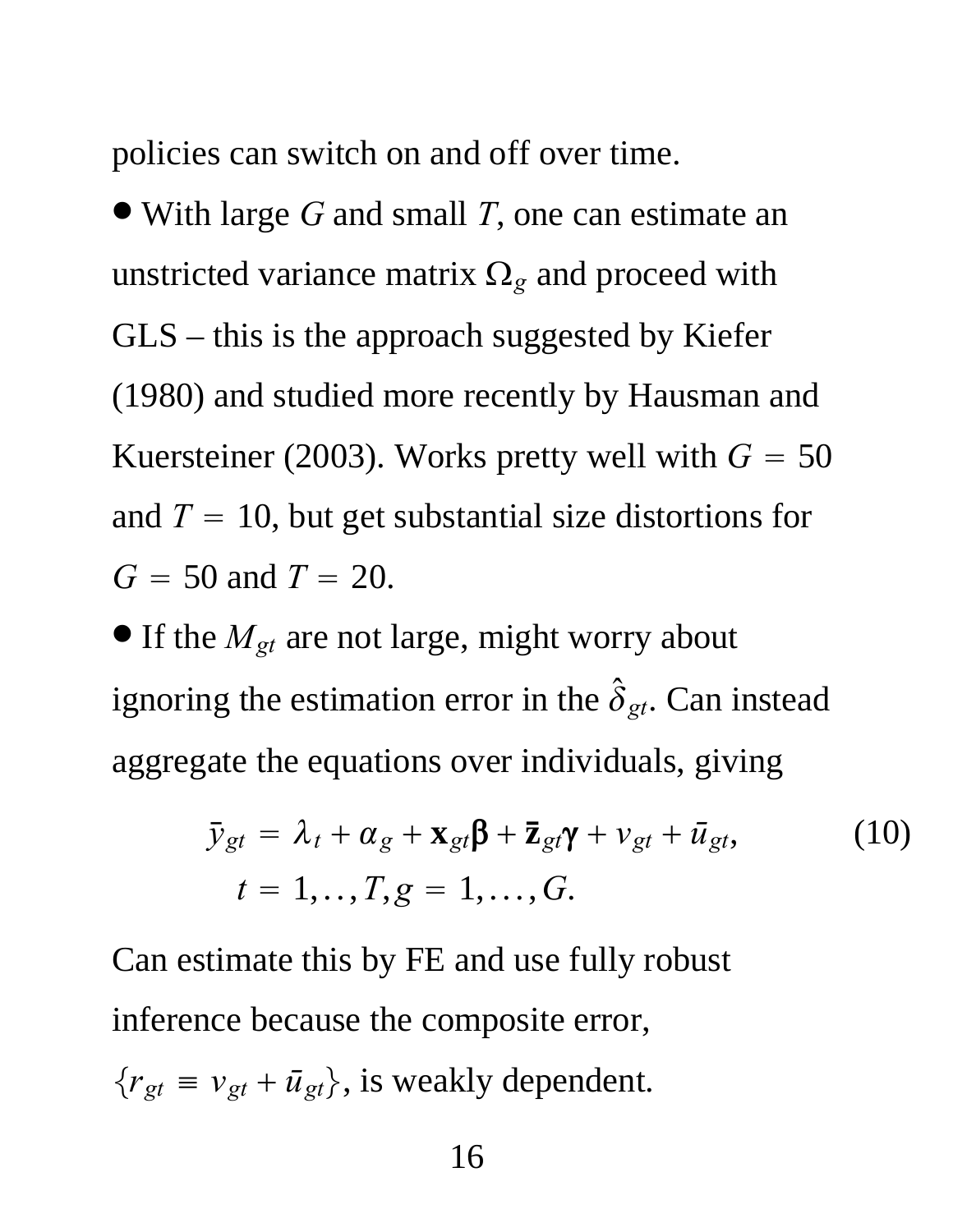policies can switch on and off over time.

- With large $G$ and small $T$, one can estimate an unstricted variance matrix $\Omega_g$ and proceed with GLS – this is the approach suggested by Kiefer (1980) and studied more recently by Hausman and Kuersteiner (2003). Works pretty well with $G = 50$ and $T = 10$, but get substantial size distortions for $G = 50$ and $T = 20$.
- If the $M_{gt}$ are not large, might worry about ignoring the estimation error in the $\hat{\delta}_{gt}$. Can instead aggregate the equations over individuals, giving

$$\bar{y}_{gt} = \lambda_t + \alpha_g + \mathbf{x}_{gt}\boldsymbol{\beta} + \bar{\mathbf{z}}_{gt}\boldsymbol{\gamma} + v_{gt} + \bar{u}_{gt}, \tag{10}$$
$$t = 1,..,T, g = 1,\ldots,G.$$

Can estimate this by FE and use fully robust inference because the composite error, $\{r_{gt} \equiv v_{gt} + \bar{u}_{gt}\}$, is weakly dependent.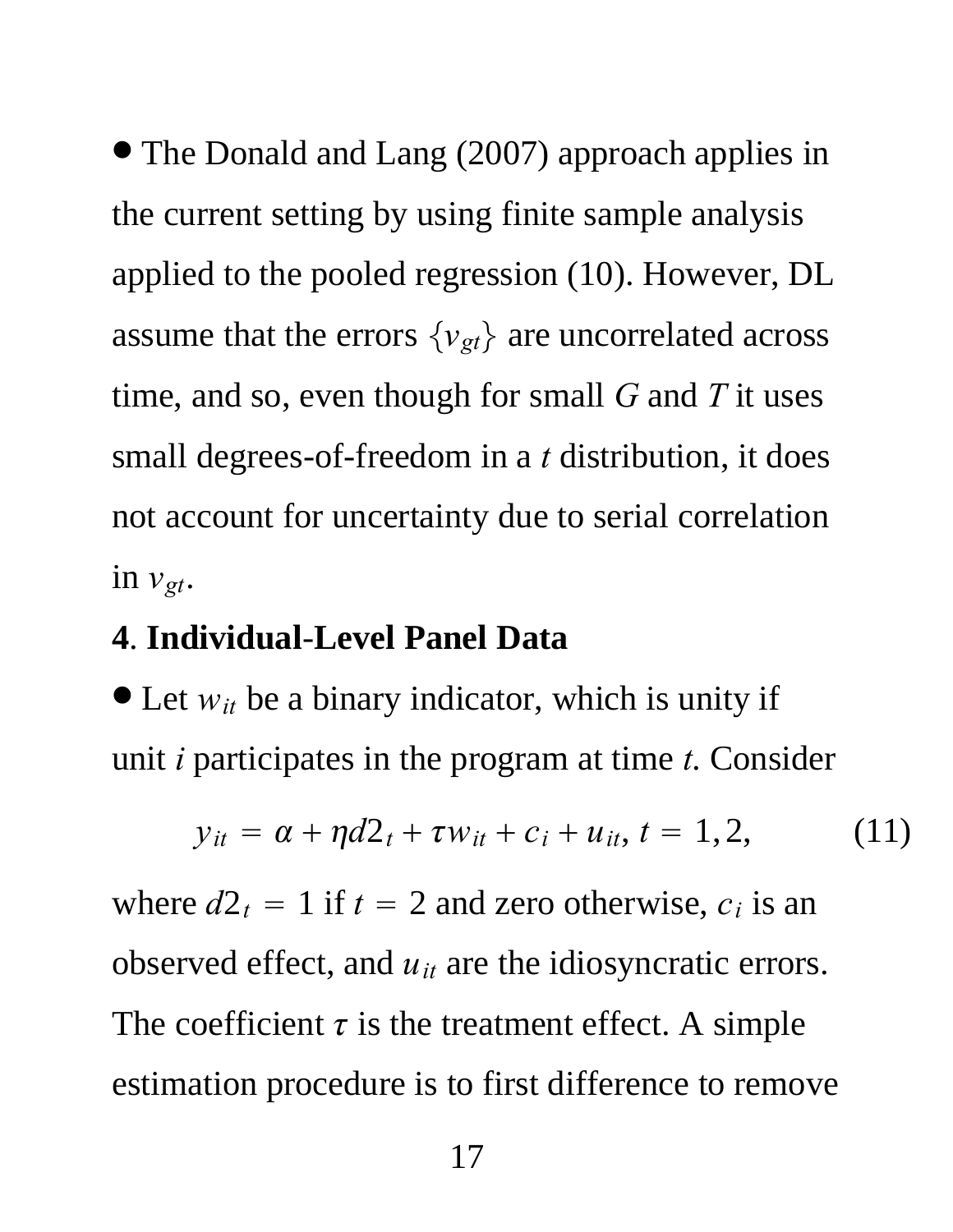- The Donald and Lang (2007) approach applies in the current setting by using finite sample analysis applied to the pooled regression (10). However, DL assume that the errors $\{v_{gt}\}$ are uncorrelated across time, and so, even though for small $G$ and $T$ it uses small degrees-of-freedom in a $t$ distribution, it does not account for uncertainty due to serial correlation in $v_{gt}$.

## 4. Individual-Level Panel Data

- Let $w_{it}$ be a binary indicator, which is unity if unit $i$ participates in the program at time $t$. Consider

$$y_{it} = \alpha + \eta d2_t + \tau w_{it} + c_i + u_{it},\ t = 1, 2, \tag{11}$$

where $d2_t = 1$ if $t = 2$ and zero otherwise, $c_i$ is an observed effect, and $u_{it}$ are the idiosyncratic errors. The coefficient $\tau$ is the treatment effect. A simple estimation procedure is to first difference to remove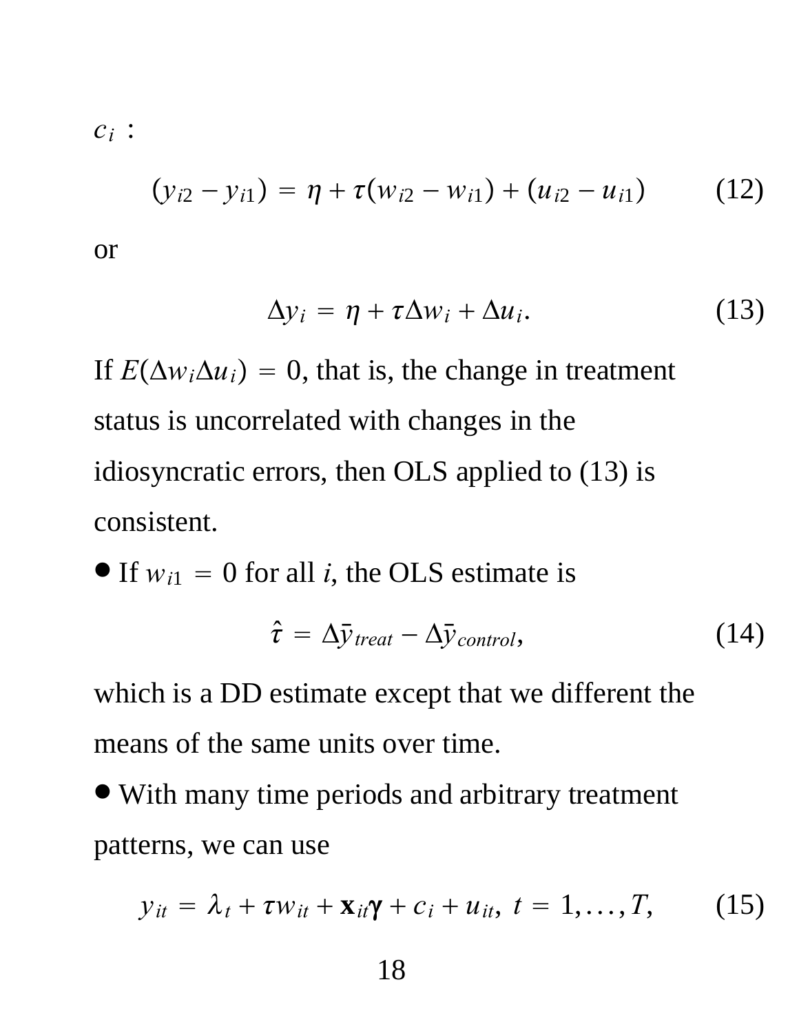$c_i$ :

$$(y_{i2} - y_{i1}) = \eta + \tau(w_{i2} - w_{i1}) + (u_{i2} - u_{i1}) \tag{12}$$

or

$$\Delta y_i = \eta + \tau \Delta w_i + \Delta u_i. \tag{13}$$

If $E(\Delta w_i \Delta u_i) = 0$, that is, the change in treatment status is uncorrelated with changes in the idiosyncratic errors, then OLS applied to (13) is consistent.

- If $w_{i1} = 0$ for all $i$, the OLS estimate is

$$\hat{\tau} = \Delta\bar{y}_{treat} - \Delta\bar{y}_{control}, \tag{14}$$

which is a DD estimate except that we different the means of the same units over time.

- With many time periods and arbitrary treatment patterns, we can use

$$y_{it} = \lambda_t + \tau w_{it} + \mathbf{x}_{it}\boldsymbol{\gamma} + c_i + u_{it},\ t = 1, \ldots, T, \tag{15}$$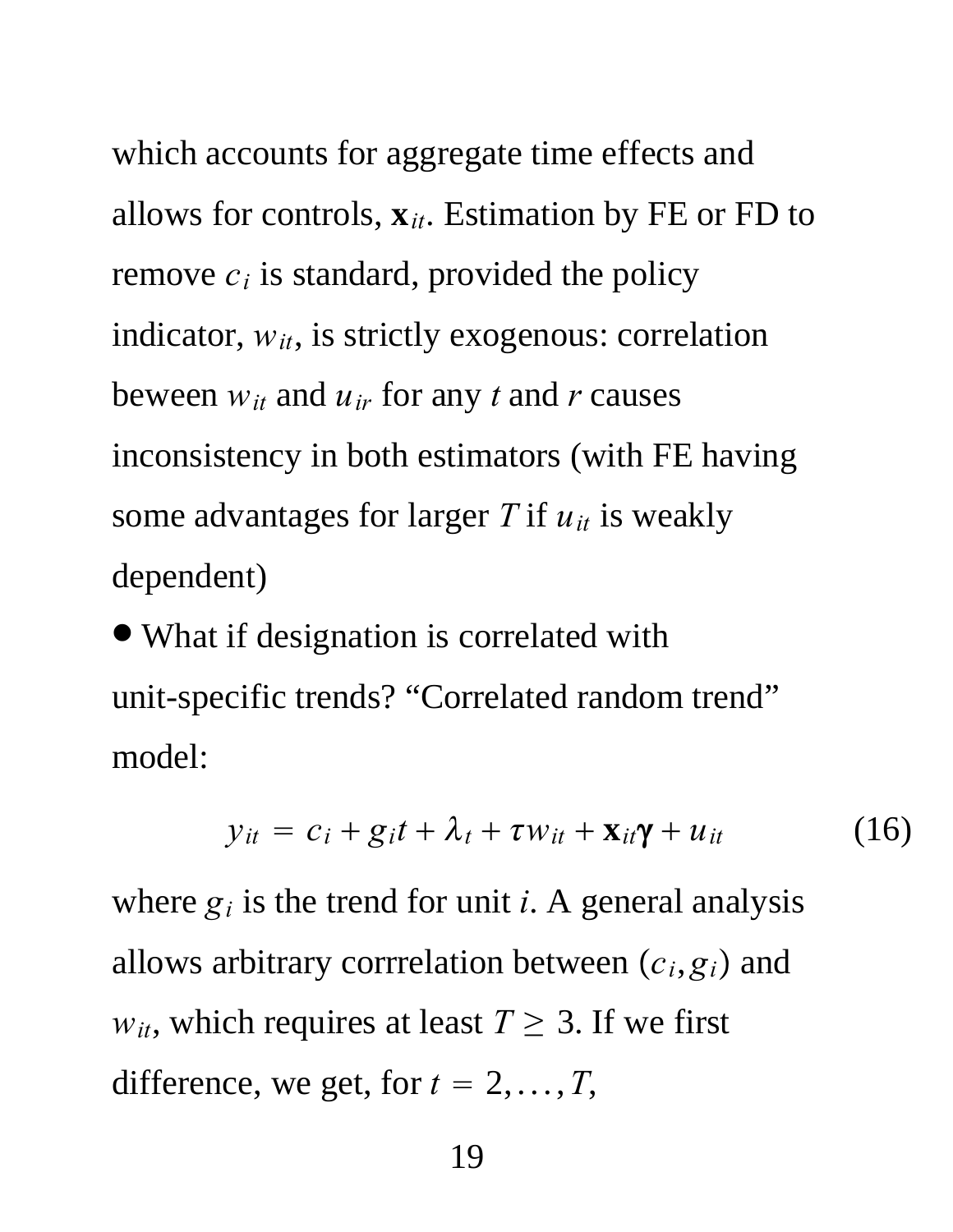which accounts for aggregate time effects and allows for controls, $\mathbf{x}_{it}$. Estimation by FE or FD to remove $c_i$ is standard, provided the policy indicator, $w_{it}$, is strictly exogenous: correlation beween $w_{it}$ and $u_{ir}$ for any $t$ and $r$ causes inconsistency in both estimators (with FE having some advantages for larger $T$ if $u_{it}$ is weakly dependent)

- What if designation is correlated with unit-specific trends? "Correlated random trend" model:

$$y_{it} = c_i + g_i t + \lambda_t + \tau w_{it} + \mathbf{x}_{it}\boldsymbol{\gamma} + u_{it} \tag{16}$$

where $g_i$ is the trend for unit $i$. A general analysis allows arbitrary corrrelation between $(c_i, g_i)$ and $w_{it}$, which requires at least $T \geq 3$. If we first difference, we get, for $t = 2, \ldots, T$,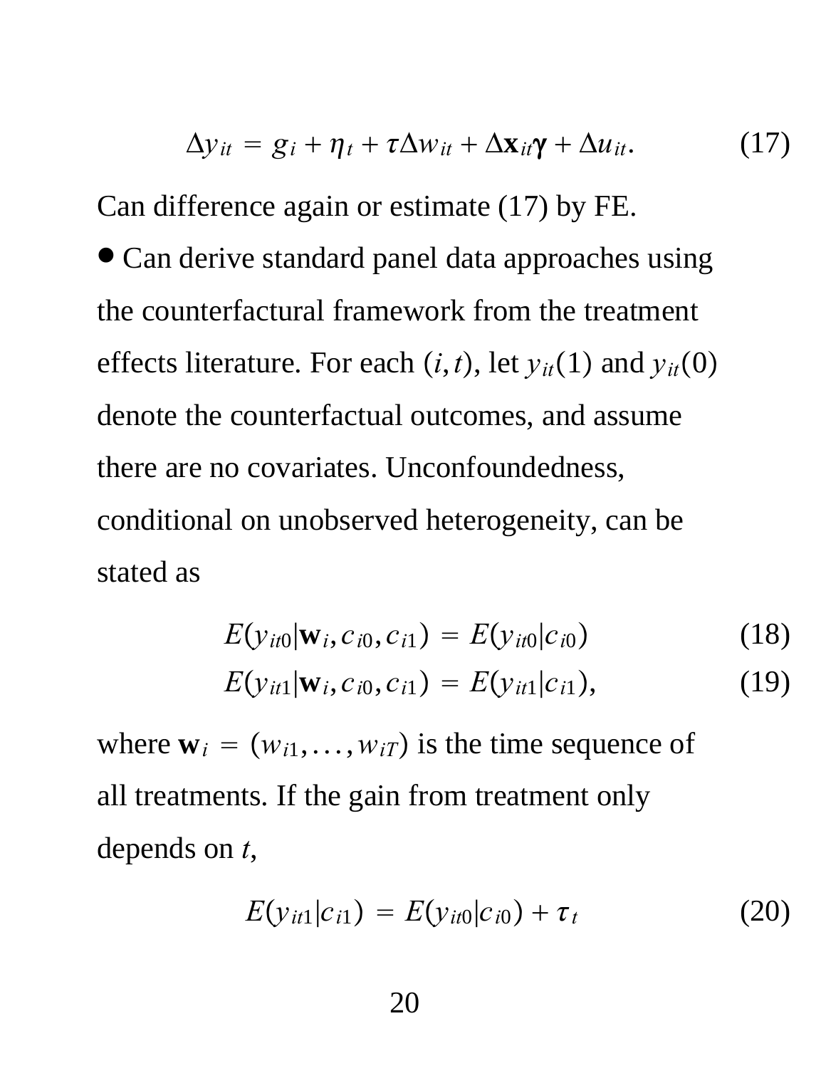$$\Delta y_{it} = g_i + \eta_t + \tau\Delta w_{it} + \Delta \mathbf{x}_{it}\boldsymbol{\gamma} + \Delta u_{it}. \tag{17}$$

Can difference again or estimate (17) by FE.

- Can derive standard panel data approaches using the counterfactural framework from the treatment effects literature. For each $(i,t)$, let $y_{it}(1)$ and $y_{it}(0)$ denote the counterfactual outcomes, and assume there are no covariates. Unconfoundedness, conditional on unobserved heterogeneity, can be stated as

$$E(y_{it0}|\mathbf{w}_i, c_{i0}, c_{i1}) = E(y_{it0}|c_{i0}) \tag{18}$$

$$E(y_{it1}|\mathbf{w}_i, c_{i0}, c_{i1}) = E(y_{it1}|c_{i1}), \tag{19}$$

where $\mathbf{w}_i = (w_{i1}, \ldots, w_{iT})$ is the time sequence of all treatments. If the gain from treatment only depends on $t$,

$$E(y_{it1}|c_{i1}) = E(y_{it0}|c_{i0}) + \tau_t \tag{20}$$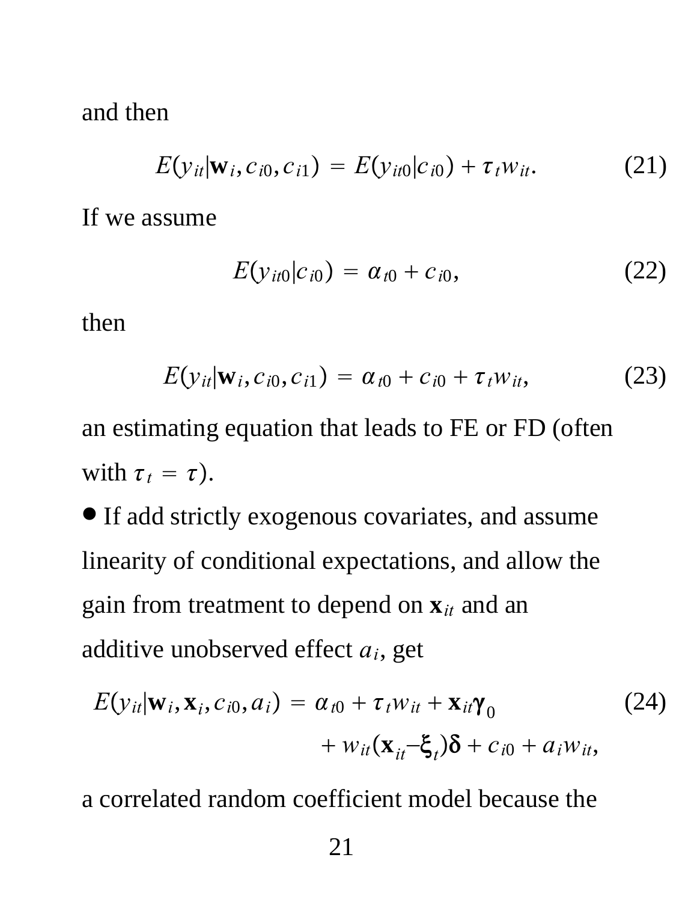and then

$$E(y_{it}|\mathbf{w}_i, c_{i0}, c_{i1}) = E(y_{it0}|c_{i0}) + \tau_t w_{it}. \tag{21}$$

If we assume

$$E(y_{it0}|c_{i0}) = \alpha_{t0} + c_{i0}, \tag{22}$$

then

$$E(y_{it}|\mathbf{w}_i, c_{i0}, c_{i1}) = \alpha_{t0} + c_{i0} + \tau_t w_{it}, \tag{23}$$

an estimating equation that leads to FE or FD (often with $\tau_t = \tau$).

- If add strictly exogenous covariates, and assume linearity of conditional expectations, and allow the gain from treatment to depend on $\mathbf{x}_{it}$ and an additive unobserved effect $a_i$, get

$$\begin{aligned} E(y_{it}|\mathbf{w}_i, \mathbf{x}_i, c_{i0}, a_i) = \alpha_{t0} + \tau_t w_{it} + \mathbf{x}_{it}\boldsymbol{\gamma}_0 \\ + w_{it}(\mathbf{x}_{it} - \boldsymbol{\xi}_t)\boldsymbol{\delta} + c_{i0} + a_i w_{it}, \end{aligned} \tag{24}$$

a correlated random coefficient model because the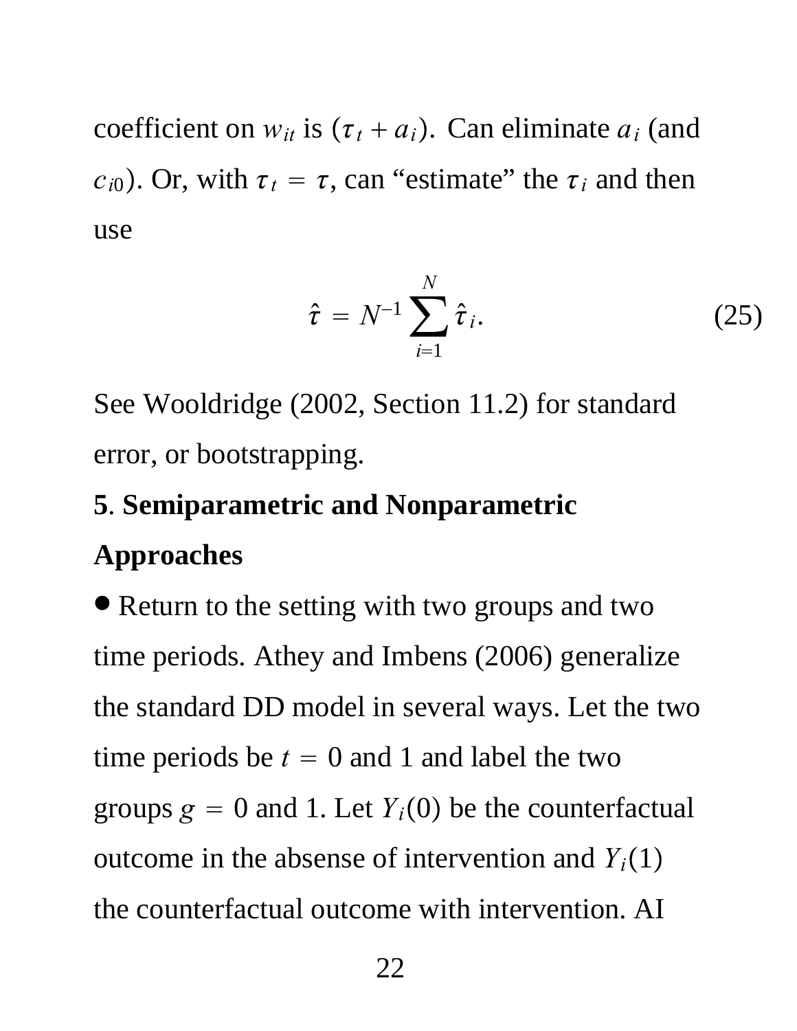coefficient on $w_{it}$ is $(\tau_t + a_i)$. Can eliminate $a_i$ (and $c_{i0}$). Or, with $\tau_t = \tau$, can "estimate" the $\tau_i$ and then use

$$\hat{\tau} = N^{-1} \sum_{i=1}^{N} \hat{\tau}_i. \tag{25}$$

See Wooldridge (2002, Section 11.2) for standard error, or bootstrapping.

## 5. Semiparametric and Nonparametric Approaches

- Return to the setting with two groups and two time periods. Athey and Imbens (2006) generalize the standard DD model in several ways. Let the two time periods be $t = 0$ and 1 and label the two groups $g = 0$ and 1. Let $Y_i(0)$ be the counterfactual outcome in the absense of intervention and $Y_i(1)$ the counterfactual outcome with intervention. AI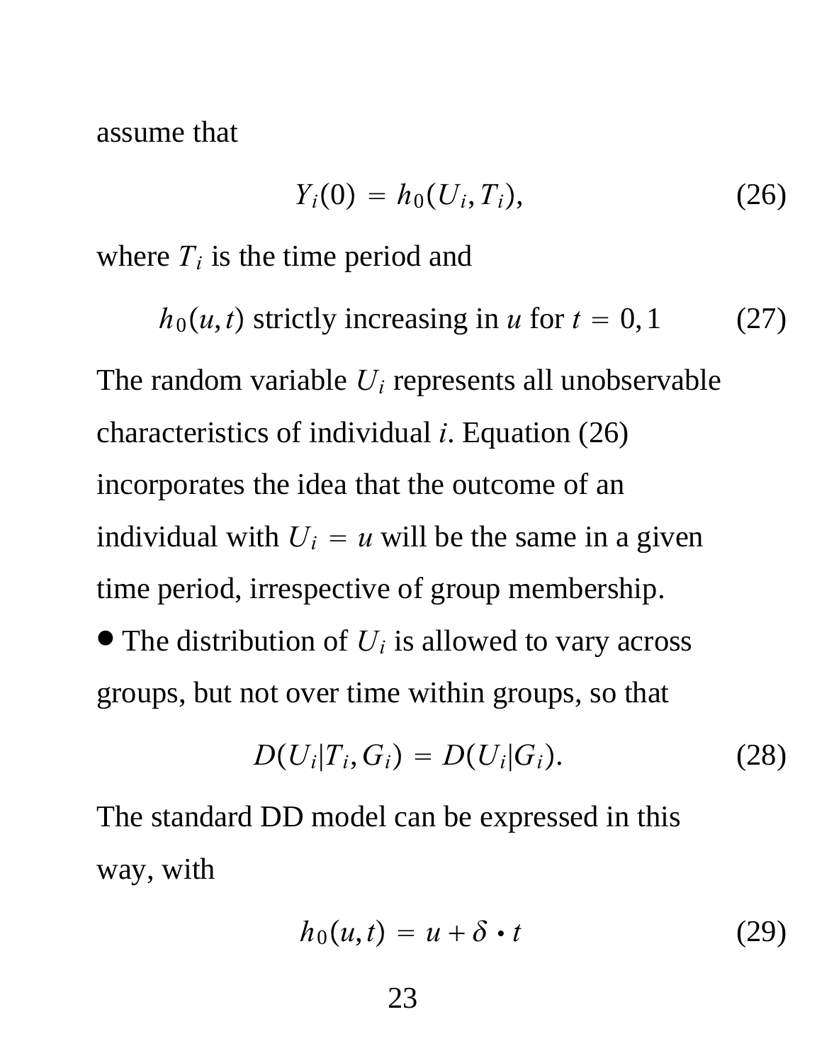assume that

$$Y_i(0) = h_0(U_i, T_i), \tag{26}$$

where $T_i$ is the time period and

$$h_0(u, t) \text{ strictly increasing in } u \text{ for } t = 0, 1 \tag{27}$$

The random variable $U_i$ represents all unobservable characteristics of individual $i$. Equation (26) incorporates the idea that the outcome of an individual with $U_i = u$ will be the same in a given time period, irrespective of group membership.

- The distribution of $U_i$ is allowed to vary across groups, but not over time within groups, so that

$$D(U_i | T_i, G_i) = D(U_i | G_i). \tag{28}$$

The standard DD model can be expressed in this way, with

$$h_0(u, t) = u + \delta \cdot t \tag{29}$$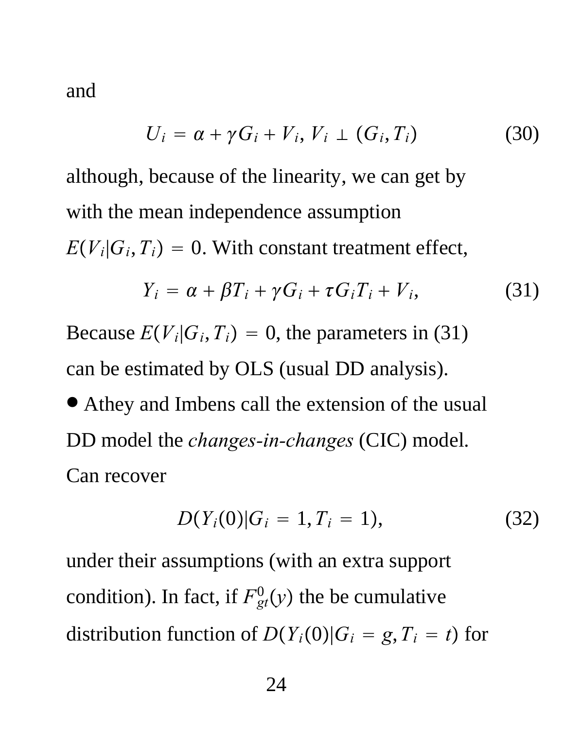and

$$U_i = \alpha + \gamma G_i + V_i,\ V_i \perp (G_i, T_i) \tag{30}$$

although, because of the linearity, we can get by with the mean independence assumption $E(V_i|G_i, T_i) = 0$. With constant treatment effect,

$$Y_i = \alpha + \beta T_i + \gamma G_i + \tau G_i T_i + V_i, \tag{31}$$

Because $E(V_i|G_i, T_i) = 0$, the parameters in (31) can be estimated by OLS (usual DD analysis).

- Athey and Imbens call the extension of the usual DD model the *changes-in-changes* (CIC) model. Can recover

$$D(Y_i(0)|G_i = 1, T_i = 1), \tag{32}$$

under their assumptions (with an extra support condition). In fact, if $F^0_{gt}(y)$ the be cumulative distribution function of $D(Y_i(0)|G_i = g, T_i = t)$ for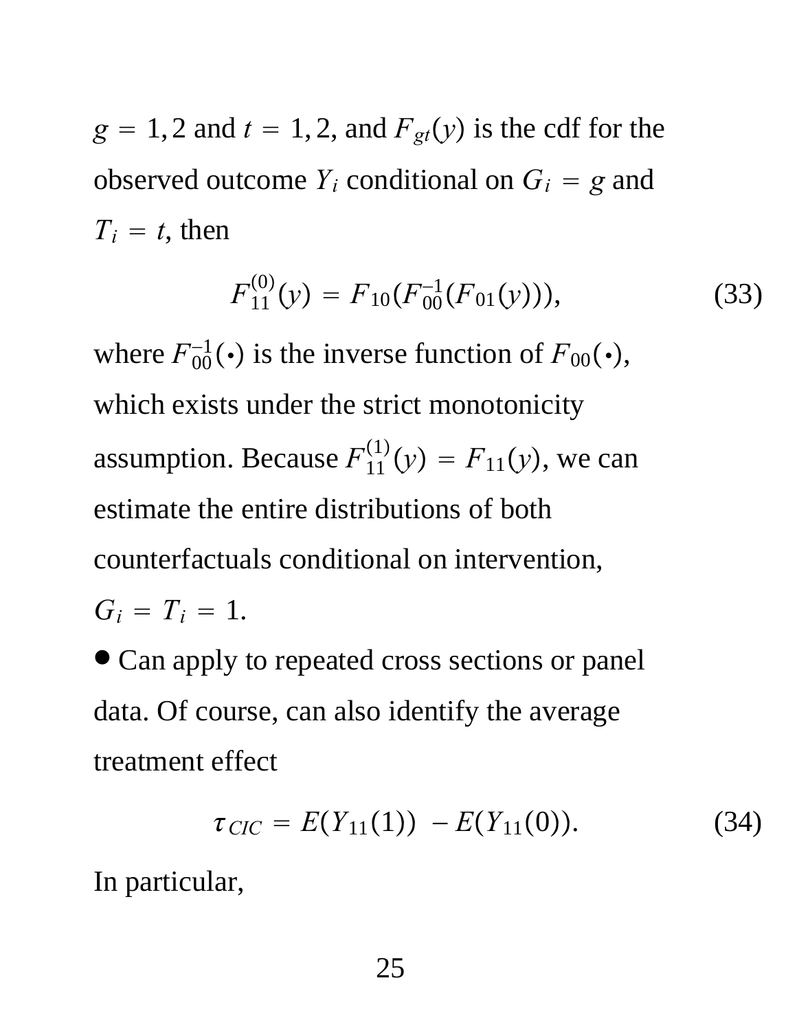$g = 1, 2$ and $t = 1, 2$, and $F_{gt}(y)$ is the cdf for the observed outcome $Y_i$ conditional on $G_i = g$ and $T_i = t$, then

$$F_{11}^{(0)}(y) = F_{10}(F_{00}^{-1}(F_{01}(y))), \tag{33}$$

where $F_{00}^{-1}(\bullet)$ is the inverse function of $F_{00}(\bullet)$, which exists under the strict monotonicity assumption. Because $F_{11}^{(1)}(y) = F_{11}(y)$, we can estimate the entire distributions of both counterfactuals conditional on intervention, $G_i = T_i = 1$.

- Can apply to repeated cross sections or panel data. Of course, can also identify the average treatment effect

$$\tau_{CIC} = E(Y_{11}(1)) - E(Y_{11}(0)). \tag{34}$$

In particular,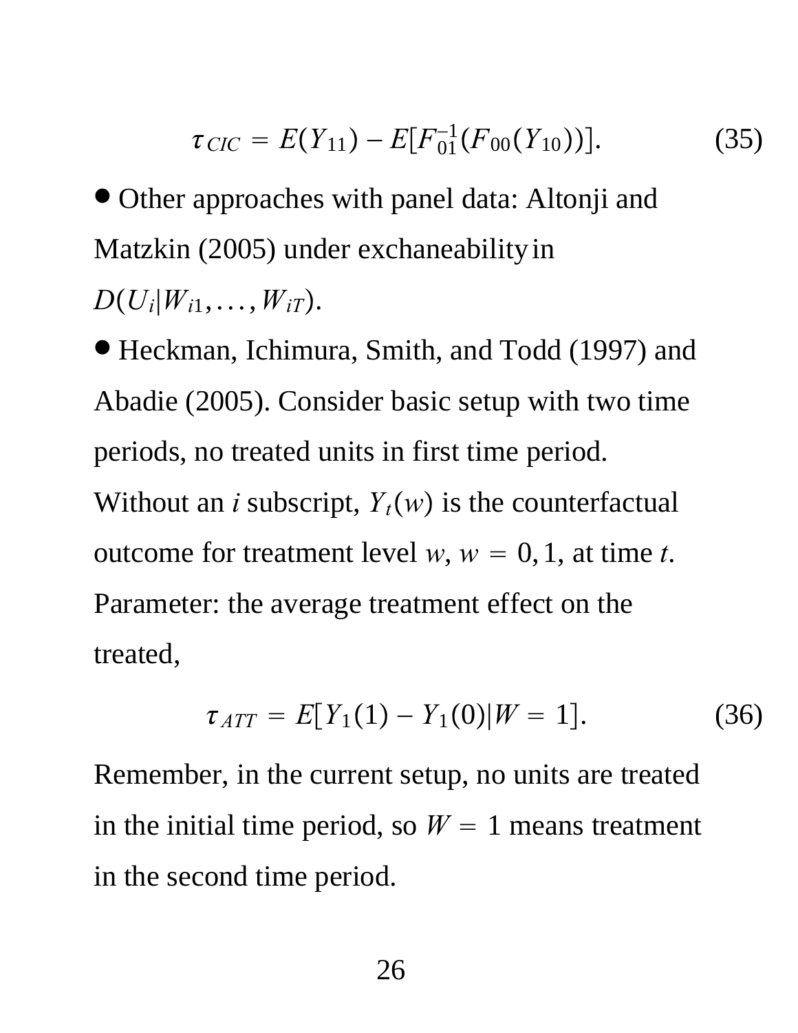$$\tau_{CIC} = E(Y_{11}) - E[F_{01}^{-1}(F_{00}(Y_{10}))]. \tag{35}$$

- Other approaches with panel data: Altonji and Matzkin (2005) under exchaneability in $D(U_i|W_{i1},\ldots,W_{iT})$.

- Heckman, Ichimura, Smith, and Todd (1997) and Abadie (2005). Consider basic setup with two time periods, no treated units in first time period. Without an $i$ subscript, $Y_t(w)$ is the counterfactual outcome for treatment level $w$, $w = 0,1$, at time $t$. Parameter: the average treatment effect on the treated,

$$\tau_{ATT} = E[Y_1(1) - Y_1(0)|W = 1]. \tag{36}$$

Remember, in the current setup, no units are treated in the initial time period, so $W = 1$ means treatment in the second time period.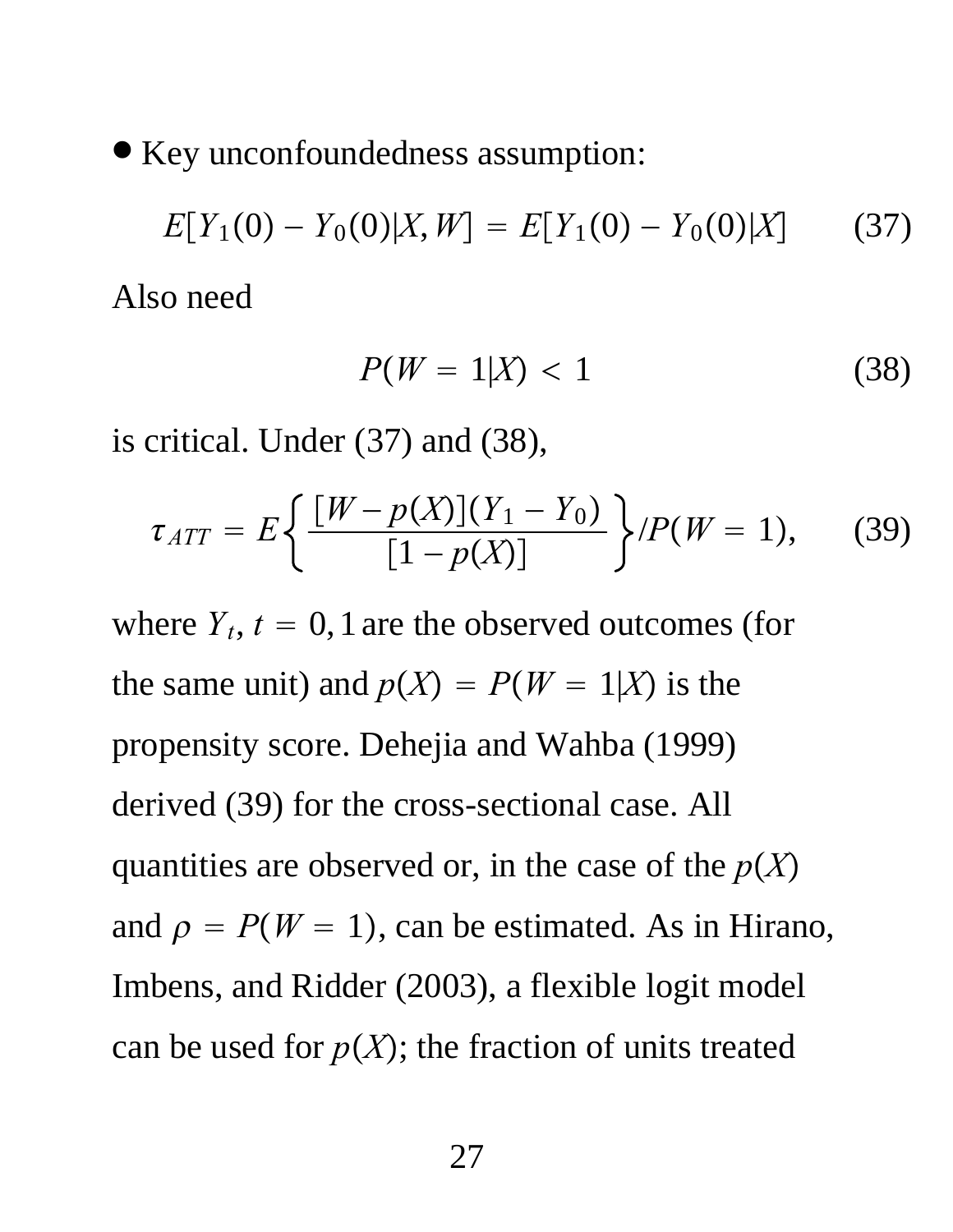- Key unconfoundedness assumption:

$$E[Y_1(0) - Y_0(0)|X, W] = E[Y_1(0) - Y_0(0)|X] \qquad (37)$$

Also need

$$P(W = 1|X) < 1 \qquad (38)$$

is critical. Under (37) and (38),

$$\tau_{ATT} = E\left\{ \frac{[W - p(X)](Y_1 - Y_0)}{[1 - p(X)]} \right\} / P(W = 1), \qquad (39)$$

where $Y_t$, $t = 0, 1$ are the observed outcomes (for the same unit) and $p(X) = P(W = 1|X)$ is the propensity score. Dehejia and Wahba (1999) derived (39) for the cross-sectional case. All quantities are observed or, in the case of the $p(X)$ and $\rho = P(W = 1)$, can be estimated. As in Hirano, Imbens, and Ridder (2003), a flexible logit model can be used for $p(X)$; the fraction of units treated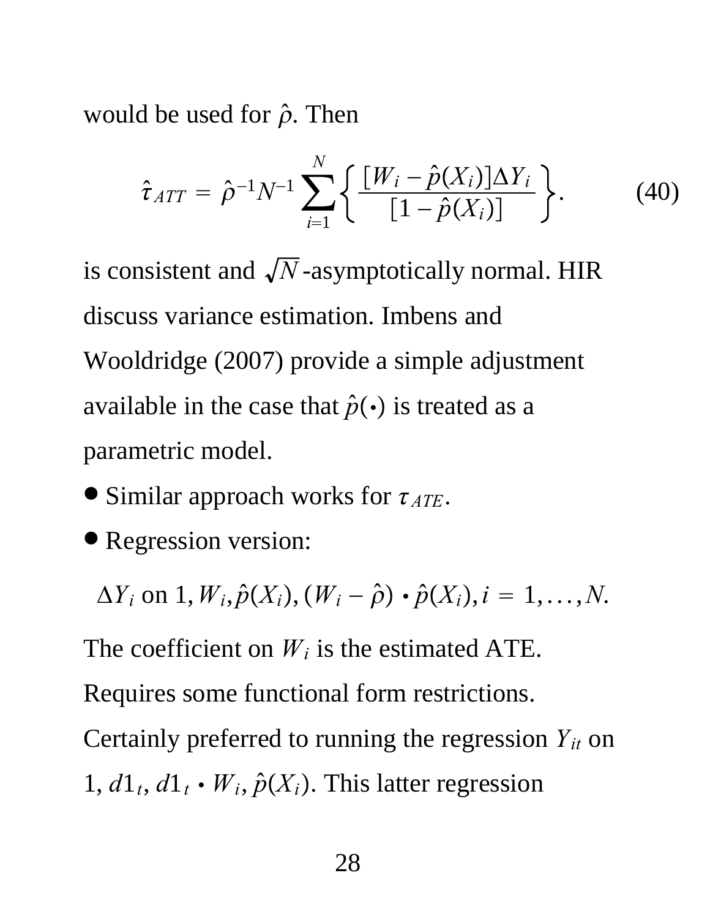would be used for $\hat{\rho}$. Then

$$\hat{\tau}_{ATT} = \hat{\rho}^{-1} N^{-1} \sum_{i=1}^{N} \left\{ \frac{[W_i - \hat{p}(X_i)]\Delta Y_i}{[1 - \hat{p}(X_i)]} \right\}. \tag{40}$$

is consistent and $\sqrt{N}$-asymptotically normal. HIR discuss variance estimation. Imbens and Wooldridge (2007) provide a simple adjustment available in the case that $\hat{p}(\cdot)$ is treated as a parametric model.

- Similar approach works for $\tau_{ATE}$.
- Regression version:

$$\Delta Y_i \text{ on } 1, W_i, \hat{p}(X_i), (W_i - \hat{\rho}) \cdot \hat{p}(X_i), i = 1, \ldots, N.$$

The coefficient on $W_i$ is the estimated ATE. Requires some functional form restrictions. Certainly preferred to running the regression $Y_{it}$ on $1$, $d1_t$, $d1_t \cdot W_i$, $\hat{p}(X_i)$. This latter regression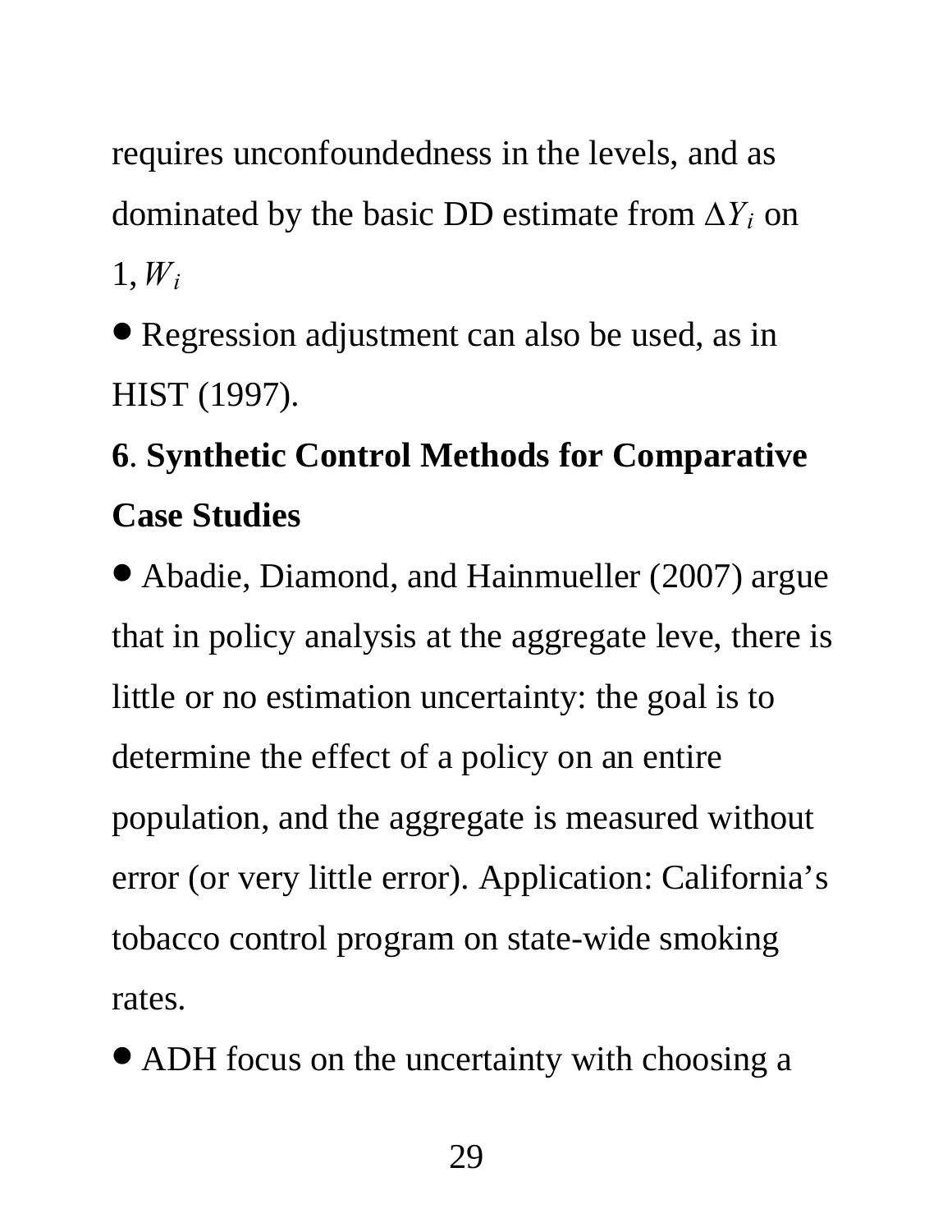requires unconfoundedness in the levels, and as dominated by the basic DD estimate from $\Delta Y_i$ on $1, W_i$

- Regression adjustment can also be used, as in HIST (1997).

**6**. **Synthetic Control Methods for Comparative Case Studies**

- Abadie, Diamond, and Hainmueller (2007) argue that in policy analysis at the aggregate leve, there is little or no estimation uncertainty: the goal is to determine the effect of a policy on an entire population, and the aggregate is measured without error (or very little error). Application: California's tobacco control program on state-wide smoking rates.

- ADH focus on the uncertainty with choosing a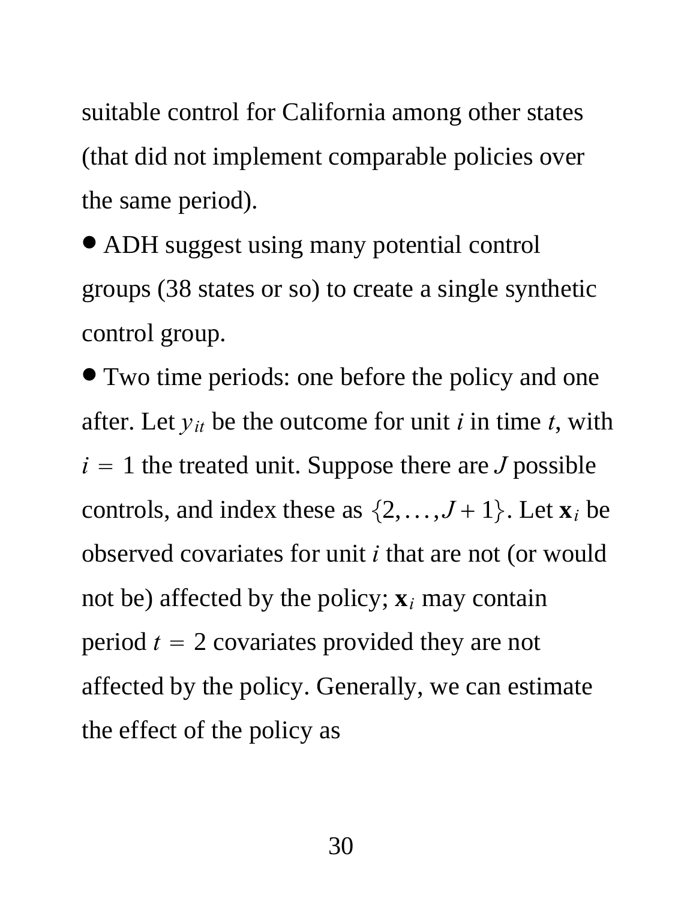suitable control for California among other states (that did not implement comparable policies over the same period).

- ADH suggest using many potential control groups (38 states or so) to create a single synthetic control group.
- Two time periods: one before the policy and one after. Let $y_{it}$ be the outcome for unit $i$ in time $t$, with $i = 1$ the treated unit. Suppose there are $J$ possible controls, and index these as $\{2, \ldots, J+1\}$. Let $\mathbf{x}_i$ be observed covariates for unit $i$ that are not (or would not be) affected by the policy; $\mathbf{x}_i$ may contain period $t = 2$ covariates provided they are not affected by the policy. Generally, we can estimate the effect of the policy as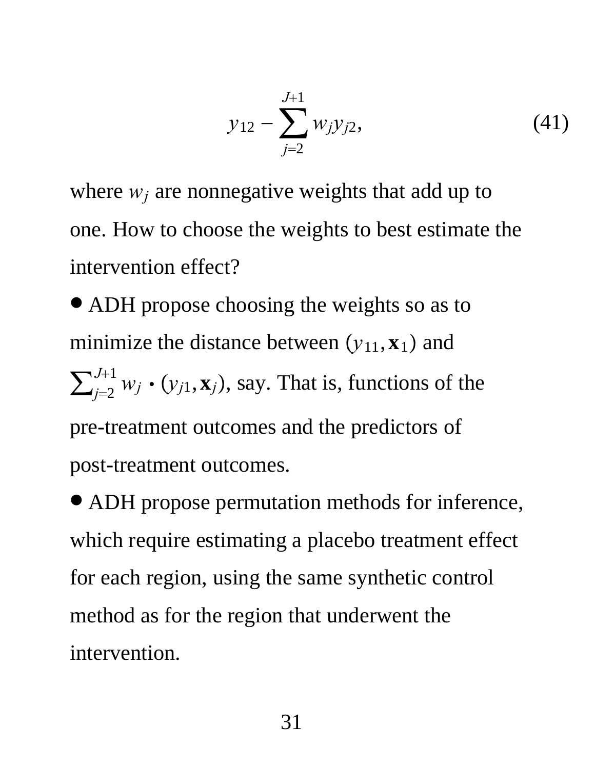$$y_{12} - \sum_{j=2}^{J+1} w_j y_{j2}, \tag{41}$$

where $w_j$ are nonnegative weights that add up to one. How to choose the weights to best estimate the intervention effect?

- ADH propose choosing the weights so as to minimize the distance between $(y_{11}, \mathbf{x}_1)$ and $\sum_{j=2}^{J+1} w_j \cdot (y_{j1}, \mathbf{x}_j)$, say. That is, functions of the pre-treatment outcomes and the predictors of post-treatment outcomes.
- ADH propose permutation methods for inference, which require estimating a placebo treatment effect for each region, using the same synthetic control method as for the region that underwent the intervention.